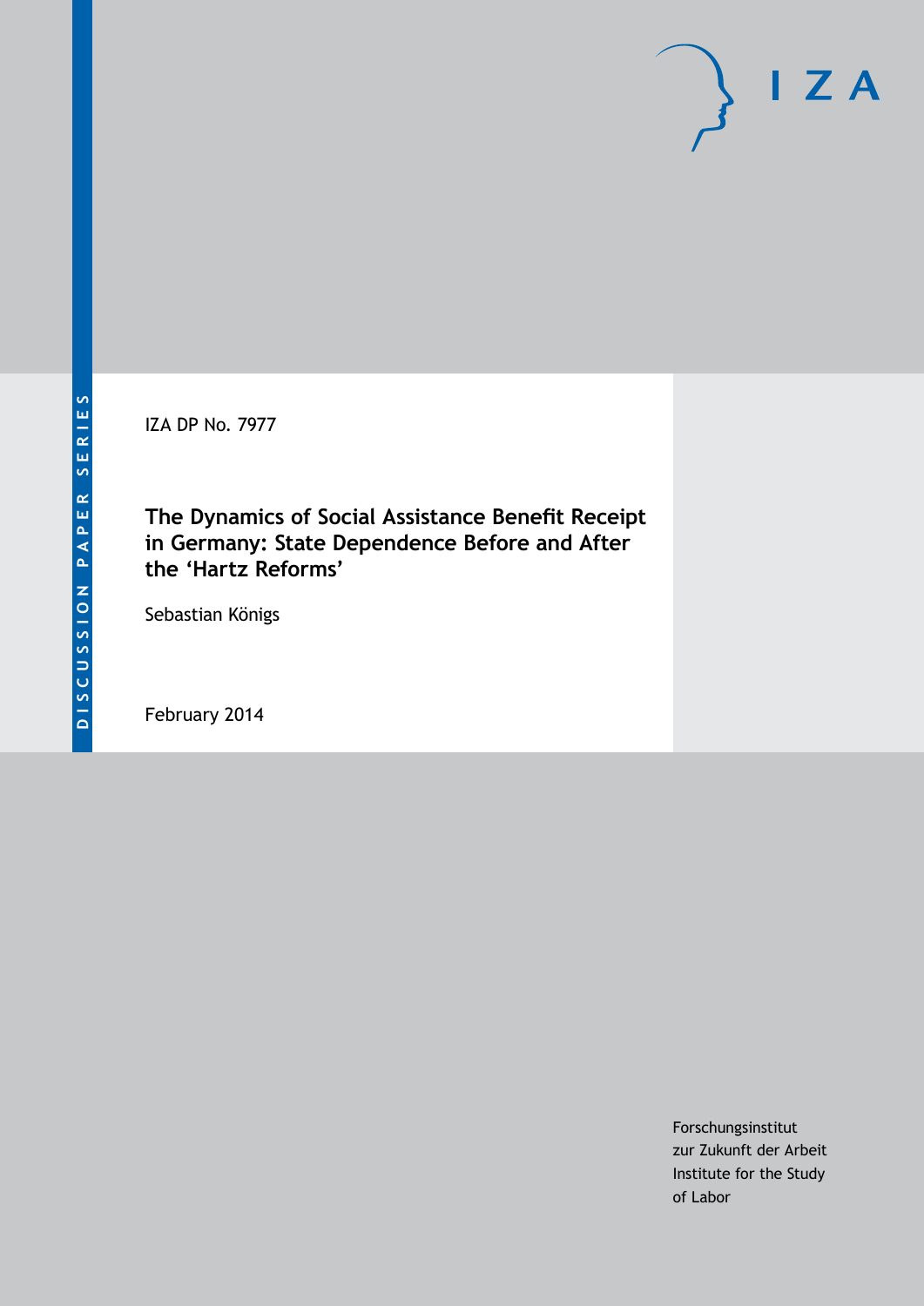DISCUSSION PAPER SERIES

I Z A

IZA DP No. 7977

# The Dynamics of Social Assistance Benefit Receipt in Germany: State Dependence Before and After the 'Hartz Reforms'

Sebastian Königs

February 2014

Forschungsinstitut
zur Zukunft der Arbeit
Institute for the Study
of Labor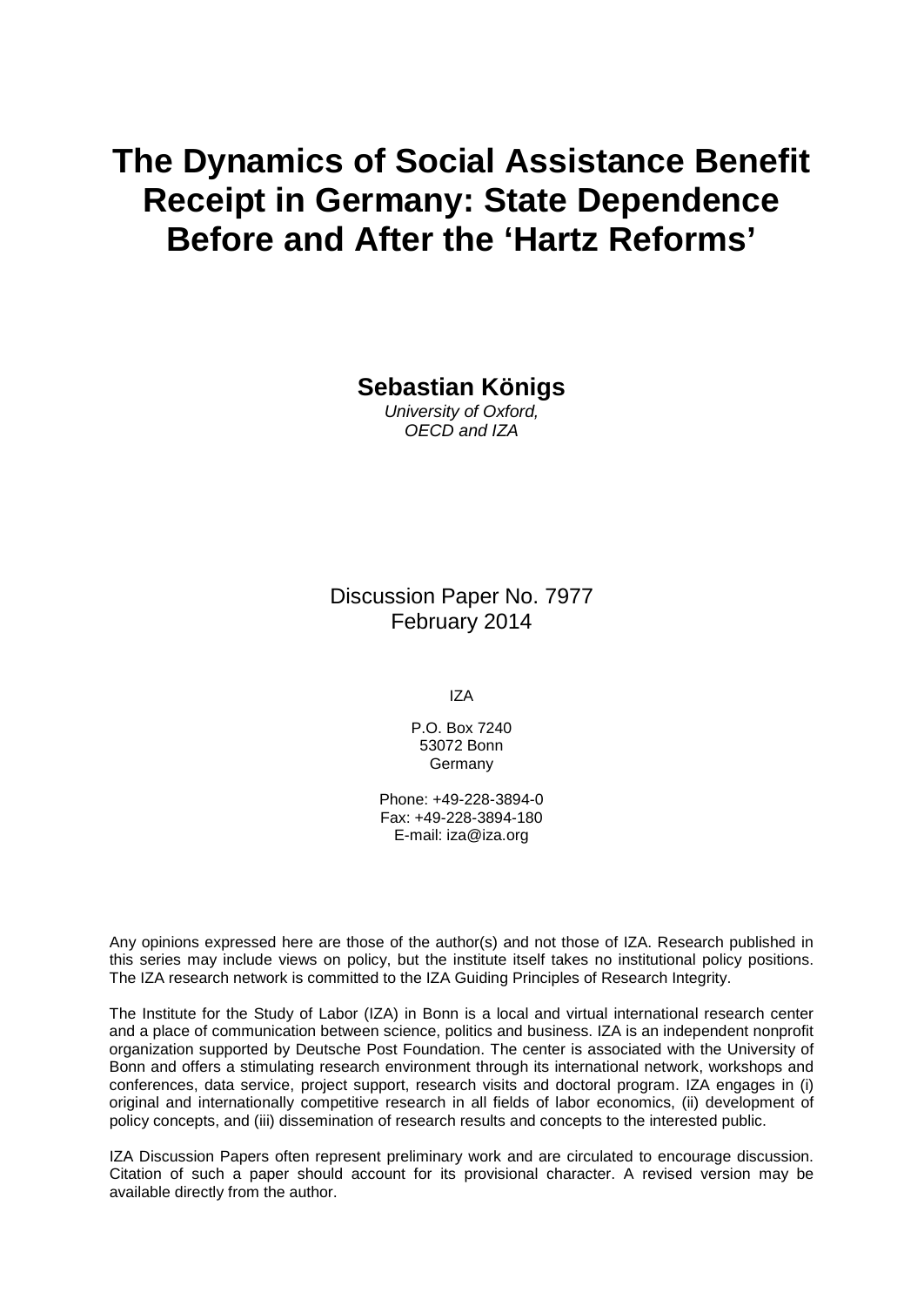# The Dynamics of Social Assistance Benefit Receipt in Germany: State Dependence Before and After the 'Hartz Reforms'

**Sebastian Königs**

*University of Oxford,*
*OECD and IZA*

Discussion Paper No. 7977
February 2014

IZA

P.O. Box 7240
53072 Bonn
Germany

Phone: +49-228-3894-0
Fax: +49-228-3894-180
E-mail: iza@iza.org

Any opinions expressed here are those of the author(s) and not those of IZA. Research published in this series may include views on policy, but the institute itself takes no institutional policy positions. The IZA research network is committed to the IZA Guiding Principles of Research Integrity.

The Institute for the Study of Labor (IZA) in Bonn is a local and virtual international research center and a place of communication between science, politics and business. IZA is an independent nonprofit organization supported by Deutsche Post Foundation. The center is associated with the University of Bonn and offers a stimulating research environment through its international network, workshops and conferences, data service, project support, research visits and doctoral program. IZA engages in (i) original and internationally competitive research in all fields of labor economics, (ii) development of policy concepts, and (iii) dissemination of research results and concepts to the interested public.

IZA Discussion Papers often represent preliminary work and are circulated to encourage discussion. Citation of such a paper should account for its provisional character. A revised version may be available directly from the author.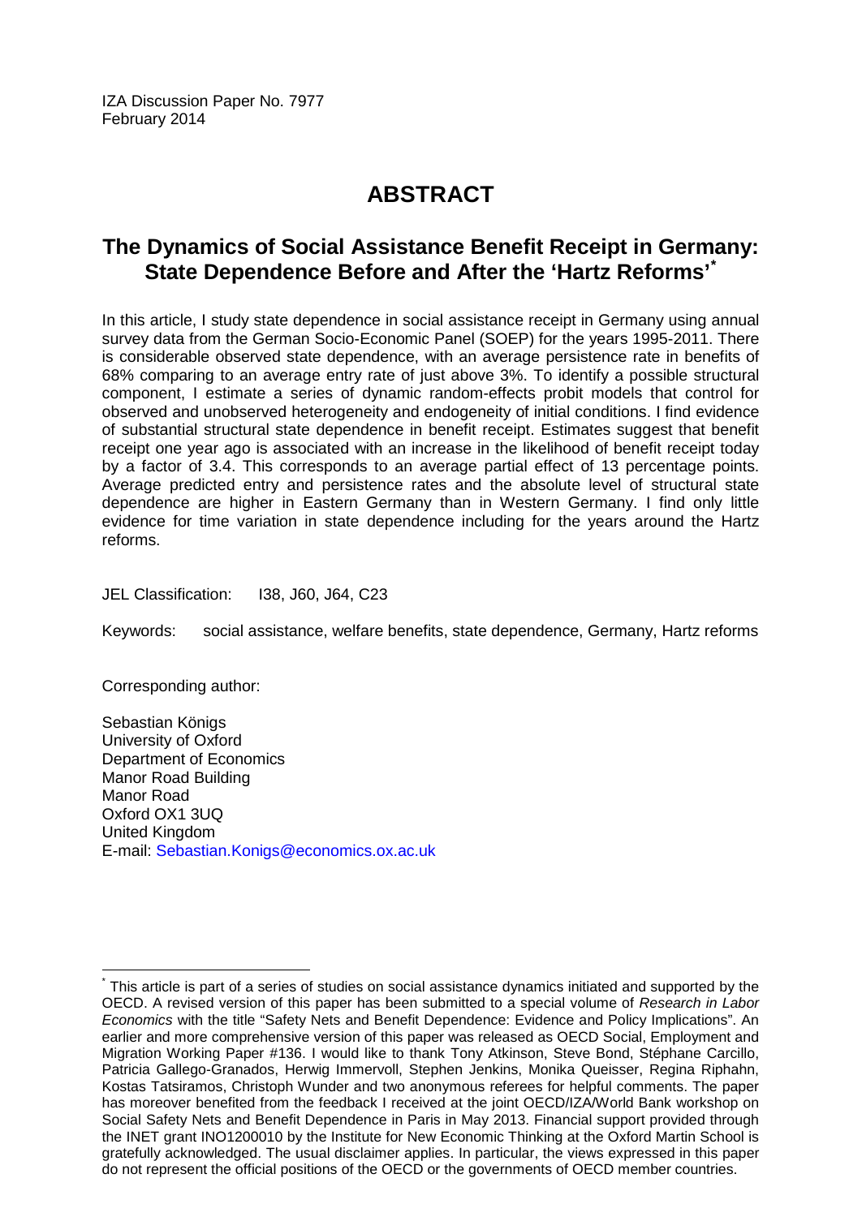IZA Discussion Paper No. 7977
February 2014

# ABSTRACT

## The Dynamics of Social Assistance Benefit Receipt in Germany: State Dependence Before and After the 'Hartz Reforms'[*]

In this article, I study state dependence in social assistance receipt in Germany using annual survey data from the German Socio-Economic Panel (SOEP) for the years 1995-2011. There is considerable observed state dependence, with an average persistence rate in benefits of 68% comparing to an average entry rate of just above 3%. To identify a possible structural component, I estimate a series of dynamic random-effects probit models that control for observed and unobserved heterogeneity and endogeneity of initial conditions. I find evidence of substantial structural state dependence in benefit receipt. Estimates suggest that benefit receipt one year ago is associated with an increase in the likelihood of benefit receipt today by a factor of 3.4. This corresponds to an average partial effect of 13 percentage points. Average predicted entry and persistence rates and the absolute level of structural state dependence are higher in Eastern Germany than in Western Germany. I find only little evidence for time variation in state dependence including for the years around the Hartz reforms.

JEL Classification: I38, J60, J64, C23

Keywords: social assistance, welfare benefits, state dependence, Germany, Hartz reforms

Corresponding author:

Sebastian Königs
University of Oxford
Department of Economics
Manor Road Building
Manor Road
Oxford OX1 3UQ
United Kingdom
E-mail: Sebastian.Konigs@economics.ox.ac.uk

---

[*] This article is part of a series of studies on social assistance dynamics initiated and supported by the OECD. A revised version of this paper has been submitted to a special volume of *Research in Labor Economics* with the title "Safety Nets and Benefit Dependence: Evidence and Policy Implications". An earlier and more comprehensive version of this paper was released as OECD Social, Employment and Migration Working Paper #136. I would like to thank Tony Atkinson, Steve Bond, Stéphane Carcillo, Patricia Gallego-Granados, Herwig Immervoll, Stephen Jenkins, Monika Queisser, Regina Riphahn, Kostas Tatsiramos, Christoph Wunder and two anonymous referees for helpful comments. The paper has moreover benefited from the feedback I received at the joint OECD/IZA/World Bank workshop on Social Safety Nets and Benefit Dependence in Paris in May 2013. Financial support provided through the INET grant INO1200010 by the Institute for New Economic Thinking at the Oxford Martin School is gratefully acknowledged. The usual disclaimer applies. In particular, the views expressed in this paper do not represent the official positions of the OECD or the governments of OECD member countries.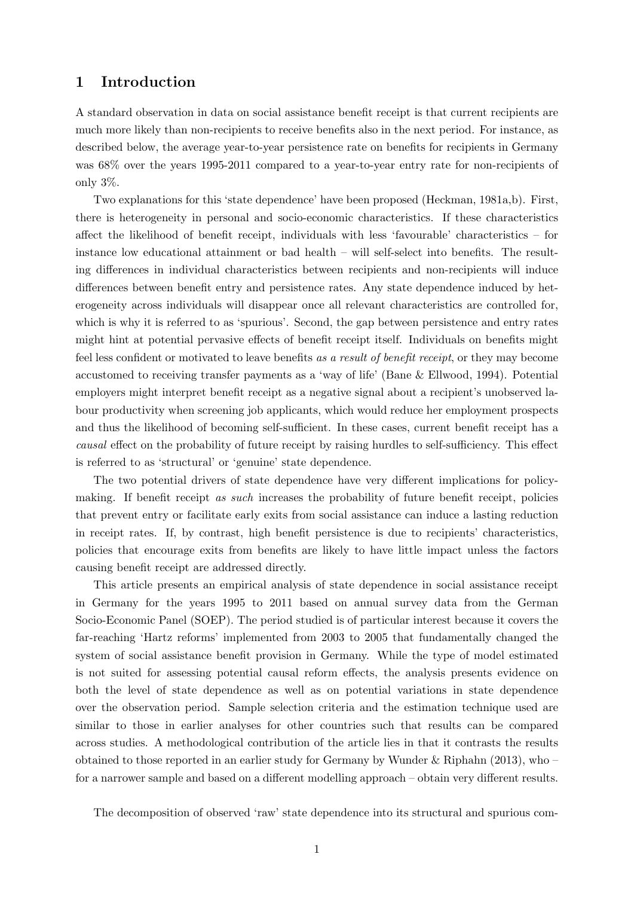# 1 Introduction

A standard observation in data on social assistance benefit receipt is that current recipients are much more likely than non-recipients to receive benefits also in the next period. For instance, as described below, the average year-to-year persistence rate on benefits for recipients in Germany was 68% over the years 1995-2011 compared to a year-to-year entry rate for non-recipients of only 3%.

Two explanations for this 'state dependence' have been proposed (Heckman, 1981a,b). First, there is heterogeneity in personal and socio-economic characteristics. If these characteristics affect the likelihood of benefit receipt, individuals with less 'favourable' characteristics – for instance low educational attainment or bad health – will self-select into benefits. The resulting differences in individual characteristics between recipients and non-recipients will induce differences between benefit entry and persistence rates. Any state dependence induced by heterogeneity across individuals will disappear once all relevant characteristics are controlled for, which is why it is referred to as 'spurious'. Second, the gap between persistence and entry rates might hint at potential pervasive effects of benefit receipt itself. Individuals on benefits might feel less confident or motivated to leave benefits *as a result of benefit receipt*, or they may become accustomed to receiving transfer payments as a 'way of life' (Bane & Ellwood, 1994). Potential employers might interpret benefit receipt as a negative signal about a recipient's unobserved labour productivity when screening job applicants, which would reduce her employment prospects and thus the likelihood of becoming self-sufficient. In these cases, current benefit receipt has a *causal* effect on the probability of future receipt by raising hurdles to self-sufficiency. This effect is referred to as 'structural' or 'genuine' state dependence.

The two potential drivers of state dependence have very different implications for policy-making. If benefit receipt *as such* increases the probability of future benefit receipt, policies that prevent entry or facilitate early exits from social assistance can induce a lasting reduction in receipt rates. If, by contrast, high benefit persistence is due to recipients' characteristics, policies that encourage exits from benefits are likely to have little impact unless the factors causing benefit receipt are addressed directly.

This article presents an empirical analysis of state dependence in social assistance receipt in Germany for the years 1995 to 2011 based on annual survey data from the German Socio-Economic Panel (SOEP). The period studied is of particular interest because it covers the far-reaching 'Hartz reforms' implemented from 2003 to 2005 that fundamentally changed the system of social assistance benefit provision in Germany. While the type of model estimated is not suited for assessing potential causal reform effects, the analysis presents evidence on both the level of state dependence as well as on potential variations in state dependence over the observation period. Sample selection criteria and the estimation technique used are similar to those in earlier analyses for other countries such that results can be compared across studies. A methodological contribution of the article lies in that it contrasts the results obtained to those reported in an earlier study for Germany by Wunder & Riphahn (2013), who – for a narrower sample and based on a different modelling approach – obtain very different results.

The decomposition of observed 'raw' state dependence into its structural and spurious com-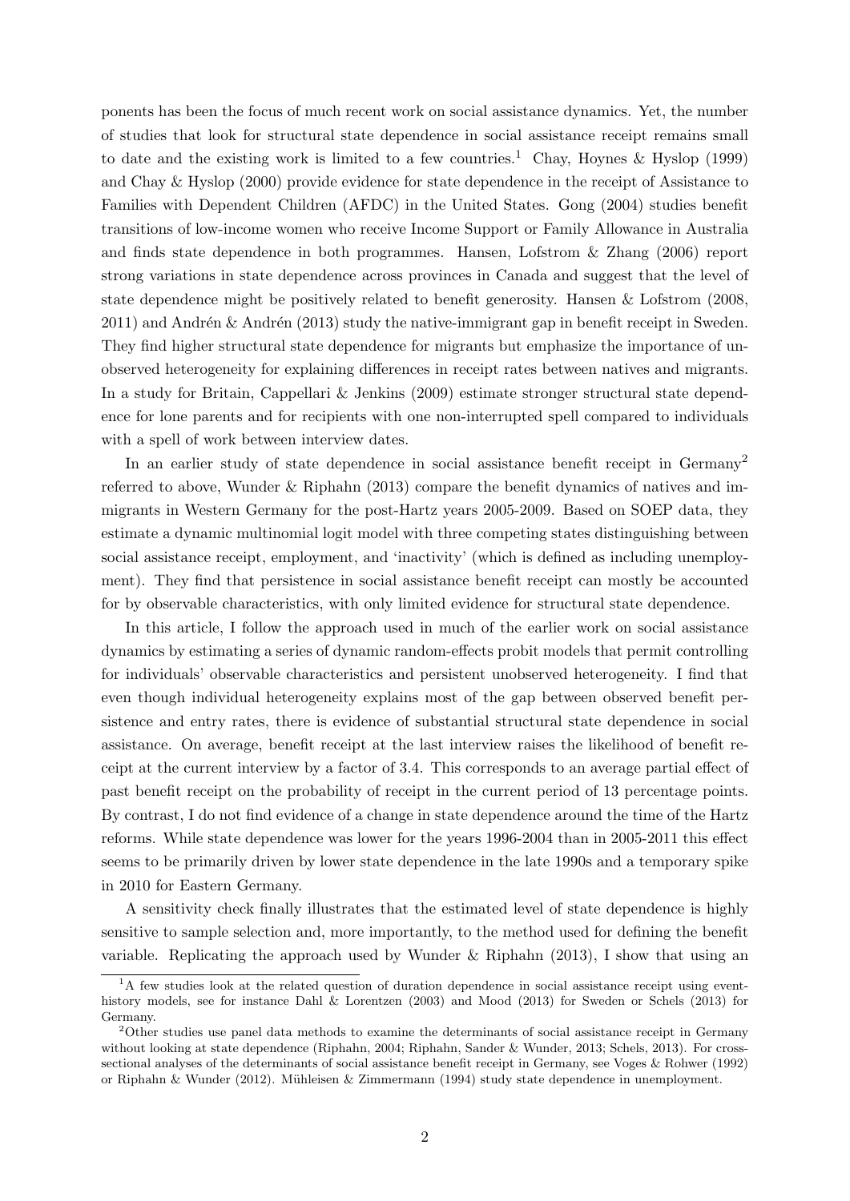ponents has been the focus of much recent work on social assistance dynamics. Yet, the number of studies that look for structural state dependence in social assistance receipt remains small to date and the existing work is limited to a few countries.[1] Chay, Hoynes & Hyslop (1999) and Chay & Hyslop (2000) provide evidence for state dependence in the receipt of Assistance to Families with Dependent Children (AFDC) in the United States. Gong (2004) studies benefit transitions of low-income women who receive Income Support or Family Allowance in Australia and finds state dependence in both programmes. Hansen, Lofstrom & Zhang (2006) report strong variations in state dependence across provinces in Canada and suggest that the level of state dependence might be positively related to benefit generosity. Hansen & Lofstrom (2008, 2011) and Andrén & Andrén (2013) study the native-immigrant gap in benefit receipt in Sweden. They find higher structural state dependence for migrants but emphasize the importance of unobserved heterogeneity for explaining differences in receipt rates between natives and migrants. In a study for Britain, Cappellari & Jenkins (2009) estimate stronger structural state dependence for lone parents and for recipients with one non-interrupted spell compared to individuals with a spell of work between interview dates.

In an earlier study of state dependence in social assistance benefit receipt in Germany[2] referred to above, Wunder & Riphahn (2013) compare the benefit dynamics of natives and immigrants in Western Germany for the post-Hartz years 2005-2009. Based on SOEP data, they estimate a dynamic multinomial logit model with three competing states distinguishing between social assistance receipt, employment, and 'inactivity' (which is defined as including unemployment). They find that persistence in social assistance benefit receipt can mostly be accounted for by observable characteristics, with only limited evidence for structural state dependence.

In this article, I follow the approach used in much of the earlier work on social assistance dynamics by estimating a series of dynamic random-effects probit models that permit controlling for individuals' observable characteristics and persistent unobserved heterogeneity. I find that even though individual heterogeneity explains most of the gap between observed benefit persistence and entry rates, there is evidence of substantial structural state dependence in social assistance. On average, benefit receipt at the last interview raises the likelihood of benefit receipt at the current interview by a factor of 3.4. This corresponds to an average partial effect of past benefit receipt on the probability of receipt in the current period of 13 percentage points. By contrast, I do not find evidence of a change in state dependence around the time of the Hartz reforms. While state dependence was lower for the years 1996-2004 than in 2005-2011 this effect seems to be primarily driven by lower state dependence in the late 1990s and a temporary spike in 2010 for Eastern Germany.

A sensitivity check finally illustrates that the estimated level of state dependence is highly sensitive to sample selection and, more importantly, to the method used for defining the benefit variable. Replicating the approach used by Wunder & Riphahn (2013), I show that using an

[1] A few studies look at the related question of duration dependence in social assistance receipt using event-history models, see for instance Dahl & Lorentzen (2003) and Mood (2013) for Sweden or Schels (2013) for Germany.

[2] Other studies use panel data methods to examine the determinants of social assistance receipt in Germany without looking at state dependence (Riphahn, 2004; Riphahn, Sander & Wunder, 2013; Schels, 2013). For cross-sectional analyses of the determinants of social assistance benefit receipt in Germany, see Voges & Rohwer (1992) or Riphahn & Wunder (2012). Mühleisen & Zimmermann (1994) study state dependence in unemployment.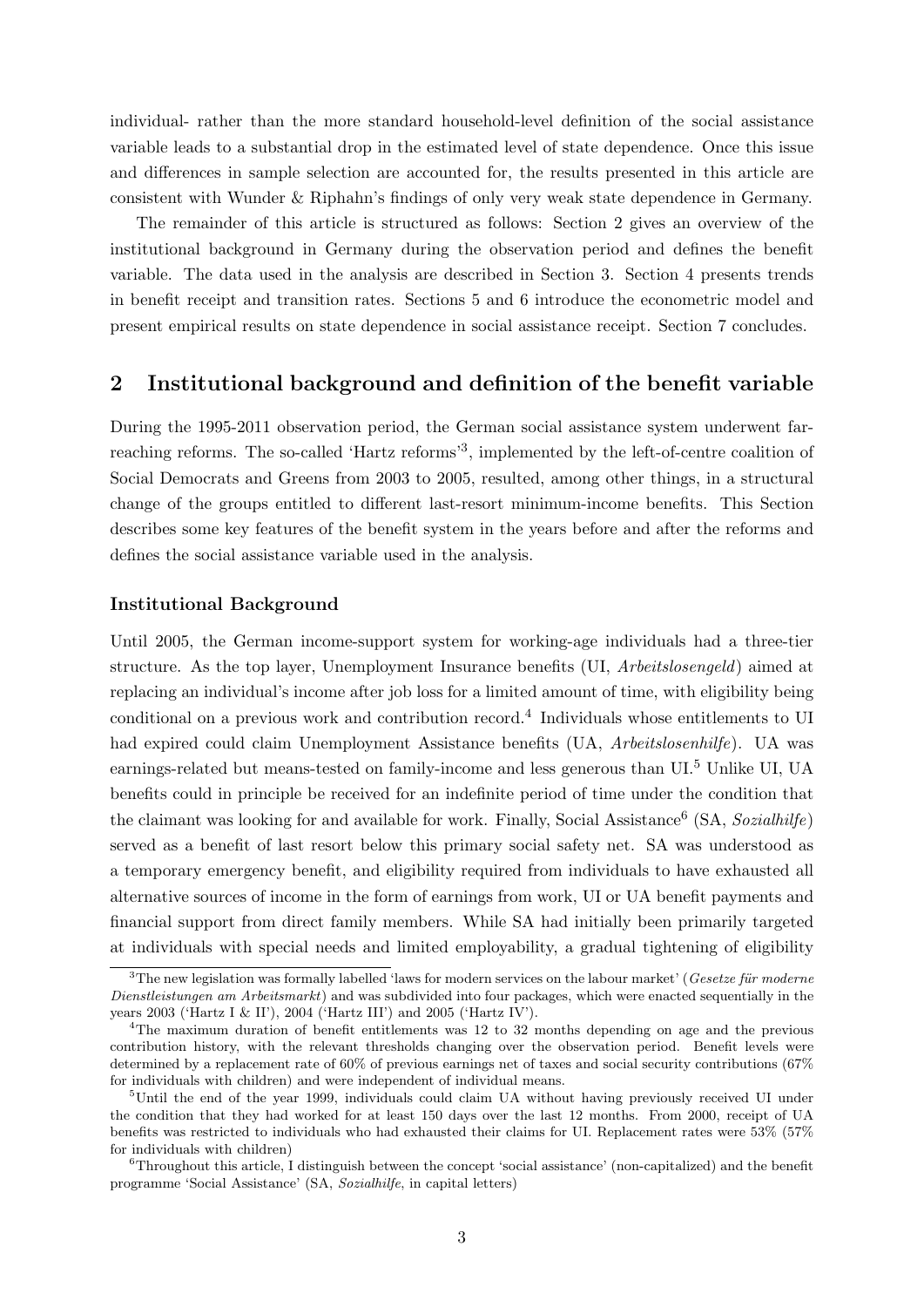individual- rather than the more standard household-level definition of the social assistance variable leads to a substantial drop in the estimated level of state dependence. Once this issue and differences in sample selection are accounted for, the results presented in this article are consistent with Wunder & Riphahn's findings of only very weak state dependence in Germany.

The remainder of this article is structured as follows: Section 2 gives an overview of the institutional background in Germany during the observation period and defines the benefit variable. The data used in the analysis are described in Section 3. Section 4 presents trends in benefit receipt and transition rates. Sections 5 and 6 introduce the econometric model and present empirical results on state dependence in social assistance receipt. Section 7 concludes.

## 2 Institutional background and definition of the benefit variable

During the 1995-2011 observation period, the German social assistance system underwent far-reaching reforms. The so-called 'Hartz reforms'[3], implemented by the left-of-centre coalition of Social Democrats and Greens from 2003 to 2005, resulted, among other things, in a structural change of the groups entitled to different last-resort minimum-income benefits. This Section describes some key features of the benefit system in the years before and after the reforms and defines the social assistance variable used in the analysis.

### Institutional Background

Until 2005, the German income-support system for working-age individuals had a three-tier structure. As the top layer, Unemployment Insurance benefits (UI, *Arbeitslosengeld*) aimed at replacing an individual's income after job loss for a limited amount of time, with eligibility being conditional on a previous work and contribution record.[4] Individuals whose entitlements to UI had expired could claim Unemployment Assistance benefits (UA, *Arbeitslosenhilfe*). UA was earnings-related but means-tested on family-income and less generous than UI.[5] Unlike UI, UA benefits could in principle be received for an indefinite period of time under the condition that the claimant was looking for and available for work. Finally, Social Assistance[6] (SA, *Sozialhilfe*) served as a benefit of last resort below this primary social safety net. SA was understood as a temporary emergency benefit, and eligibility required from individuals to have exhausted all alternative sources of income in the form of earnings from work, UI or UA benefit payments and financial support from direct family members. While SA had initially been primarily targeted at individuals with special needs and limited employability, a gradual tightening of eligibility

[3] The new legislation was formally labelled 'laws for modern services on the labour market' (*Gesetze für moderne Dienstleistungen am Arbeitsmarkt*) and was subdivided into four packages, which were enacted sequentially in the years 2003 ('Hartz I & II'), 2004 ('Hartz III') and 2005 ('Hartz IV').

[4] The maximum duration of benefit entitlements was 12 to 32 months depending on age and the previous contribution history, with the relevant thresholds changing over the observation period. Benefit levels were determined by a replacement rate of 60% of previous earnings net of taxes and social security contributions (67% for individuals with children) and were independent of individual means.

[5] Until the end of the year 1999, individuals could claim UA without having previously received UI under the condition that they had worked for at least 150 days over the last 12 months. From 2000, receipt of UA benefits was restricted to individuals who had exhausted their claims for UI. Replacement rates were 53% (57% for individuals with children)

[6] Throughout this article, I distinguish between the concept 'social assistance' (non-capitalized) and the benefit programme 'Social Assistance' (SA, *Sozialhilfe*, in capital letters)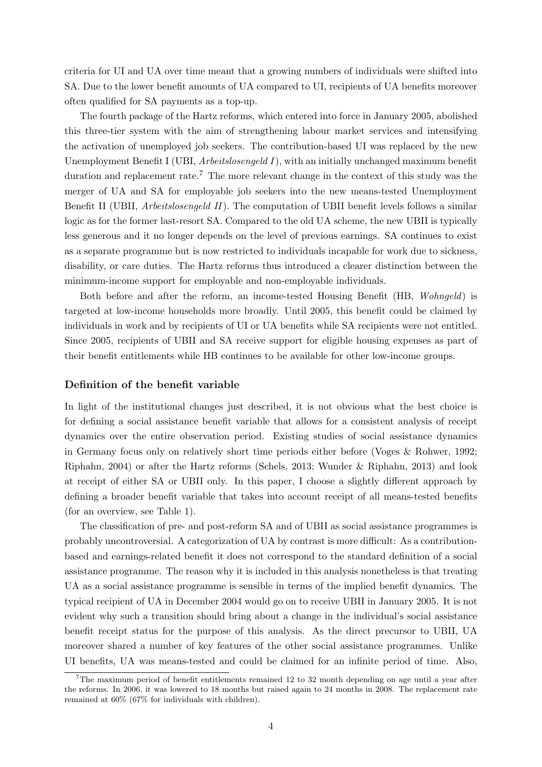criteria for UI and UA over time meant that a growing numbers of individuals were shifted into SA. Due to the lower benefit amounts of UA compared to UI, recipients of UA benefits moreover often qualified for SA payments as a top-up.

The fourth package of the Hartz reforms, which entered into force in January 2005, abolished this three-tier system with the aim of strengthening labour market services and intensifying the activation of unemployed job seekers. The contribution-based UI was replaced by the new Unemployment Benefit I (UBI, *Arbeitslosengeld I*), with an initially unchanged maximum benefit duration and replacement rate.[7] The more relevant change in the context of this study was the merger of UA and SA for employable job seekers into the new means-tested Unemployment Benefit II (UBII, *Arbeitslosengeld II*). The computation of UBII benefit levels follows a similar logic as for the former last-resort SA. Compared to the old UA scheme, the new UBII is typically less generous and it no longer depends on the level of previous earnings. SA continues to exist as a separate programme but is now restricted to individuals incapable for work due to sickness, disability, or care duties. The Hartz reforms thus introduced a clearer distinction between the minimum-income support for employable and non-employable individuals.

Both before and after the reform, an income-tested Housing Benefit (HB, *Wohngeld*) is targeted at low-income households more broadly. Until 2005, this benefit could be claimed by individuals in work and by recipients of UI or UA benefits while SA recipients were not entitled. Since 2005, recipients of UBII and SA receive support for eligible housing expenses as part of their benefit entitlements while HB continues to be available for other low-income groups.

### Definition of the benefit variable

In light of the institutional changes just described, it is not obvious what the best choice is for defining a social assistance benefit variable that allows for a consistent analysis of receipt dynamics over the entire observation period. Existing studies of social assistance dynamics in Germany focus only on relatively short time periods either before (Voges & Rohwer, 1992; Riphahn, 2004) or after the Hartz reforms (Schels, 2013; Wunder & Riphahn, 2013) and look at receipt of either SA or UBII only. In this paper, I choose a slightly different approach by defining a broader benefit variable that takes into account receipt of all means-tested benefits (for an overview, see Table 1).

The classification of pre- and post-reform SA and of UBII as social assistance programmes is probably uncontroversial. A categorization of UA by contrast is more difficult: As a contribution-based and earnings-related benefit it does not correspond to the standard definition of a social assistance programme. The reason why it is included in this analysis nonetheless is that treating UA as a social assistance programme is sensible in terms of the implied benefit dynamics. The typical recipient of UA in December 2004 would go on to receive UBII in January 2005. It is not evident why such a transition should bring about a change in the individual's social assistance benefit receipt status for the purpose of this analysis. As the direct precursor to UBII, UA moreover shared a number of key features of the other social assistance programmes. Unlike UI benefits, UA was means-tested and could be claimed for an infinite period of time. Also,

[7] The maximum period of benefit entitlements remained 12 to 32 month depending on age until a year after the reforms. In 2006, it was lowered to 18 months but raised again to 24 months in 2008. The replacement rate remained at 60% (67% for individuals with children).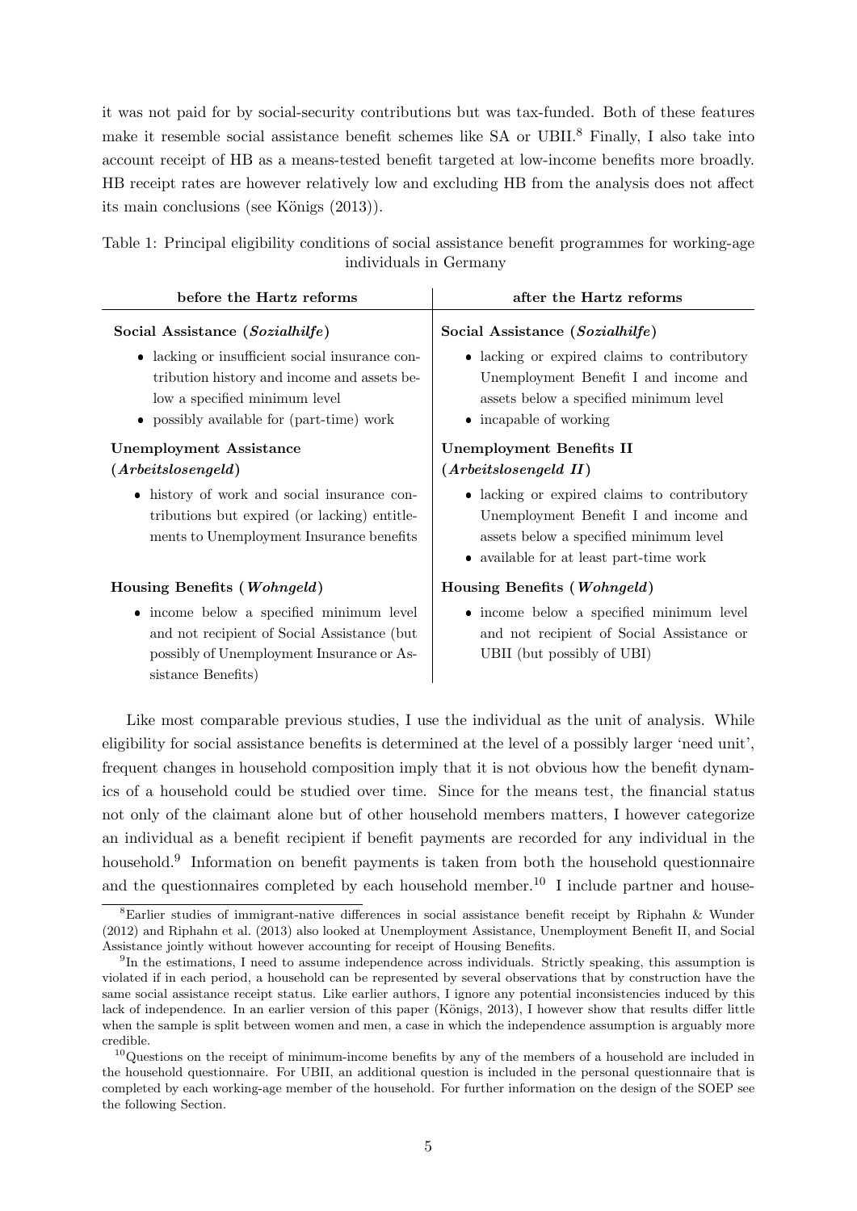it was not paid for by social-security contributions but was tax-funded. Both of these features make it resemble social assistance benefit schemes like SA or UBII.[8] Finally, I also take into account receipt of HB as a means-tested benefit targeted at low-income benefits more broadly. HB receipt rates are however relatively low and excluding HB from the analysis does not affect its main conclusions (see Königs (2013)).

Table 1: Principal eligibility conditions of social assistance benefit programmes for working-age individuals in Germany

| before the Hartz reforms | after the Hartz reforms |
|---|---|
| **Social Assistance (*Sozialhilfe*)**<br>• lacking or insufficient social insurance contribution history and income and assets below a specified minimum level<br>• possibly available for (part-time) work | **Social Assistance (*Sozialhilfe*)**<br>• lacking or expired claims to contributory Unemployment Benefit I and income and assets below a specified minimum level<br>• incapable of working |
| **Unemployment Assistance (*Arbeitslosengeld*)**<br>• history of work and social insurance contributions but expired (or lacking) entitlements to Unemployment Insurance benefits | **Unemployment Benefits II (*Arbeitslosengeld II*)**<br>• lacking or expired claims to contributory Unemployment Benefit I and income and assets below a specified minimum level<br>• available for at least part-time work |
| **Housing Benefits (*Wohngeld*)**<br>• income below a specified minimum level and not recipient of Social Assistance (but possibly of Unemployment Insurance or Assistance Benefits) | **Housing Benefits (*Wohngeld*)**<br>• income below a specified minimum level and not recipient of Social Assistance or UBII (but possibly of UBI) |

Like most comparable previous studies, I use the individual as the unit of analysis. While eligibility for social assistance benefits is determined at the level of a possibly larger 'need unit', frequent changes in household composition imply that it is not obvious how the benefit dynamics of a household could be studied over time. Since for the means test, the financial status not only of the claimant alone but of other household members matters, I however categorize an individual as a benefit recipient if benefit payments are recorded for any individual in the household.[9] Information on benefit payments is taken from both the household questionnaire and the questionnaires completed by each household member.[10] I include partner and house-

[8] Earlier studies of immigrant-native differences in social assistance benefit receipt by Riphahn & Wunder (2012) and Riphahn et al. (2013) also looked at Unemployment Assistance, Unemployment Benefit II, and Social Assistance jointly without however accounting for receipt of Housing Benefits.

[9] In the estimations, I need to assume independence across individuals. Strictly speaking, this assumption is violated if in each period, a household can be represented by several observations that by construction have the same social assistance receipt status. Like earlier authors, I ignore any potential inconsistencies induced by this lack of independence. In an earlier version of this paper (Königs, 2013), I however show that results differ little when the sample is split between women and men, a case in which the independence assumption is arguably more credible.

[10] Questions on the receipt of minimum-income benefits by any of the members of a household are included in the household questionnaire. For UBII, an additional question is included in the personal questionnaire that is completed by each working-age member of the household. For further information on the design of the SOEP see the following Section.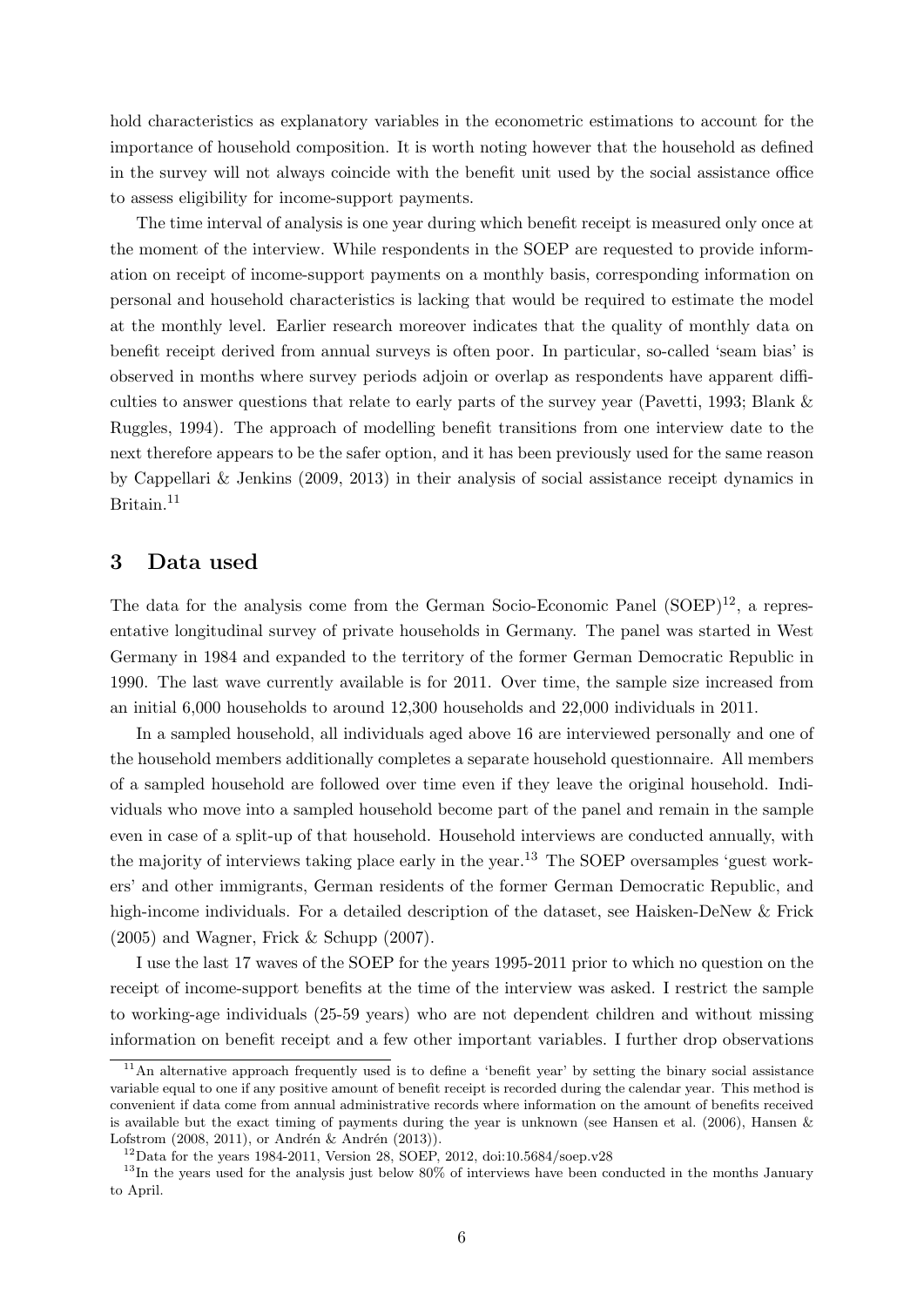hold characteristics as explanatory variables in the econometric estimations to account for the importance of household composition. It is worth noting however that the household as defined in the survey will not always coincide with the benefit unit used by the social assistance office to assess eligibility for income-support payments.

The time interval of analysis is one year during which benefit receipt is measured only once at the moment of the interview. While respondents in the SOEP are requested to provide information on receipt of income-support payments on a monthly basis, corresponding information on personal and household characteristics is lacking that would be required to estimate the model at the monthly level. Earlier research moreover indicates that the quality of monthly data on benefit receipt derived from annual surveys is often poor. In particular, so-called 'seam bias' is observed in months where survey periods adjoin or overlap as respondents have apparent difficulties to answer questions that relate to early parts of the survey year (Pavetti, 1993; Blank & Ruggles, 1994). The approach of modelling benefit transitions from one interview date to the next therefore appears to be the safer option, and it has been previously used for the same reason by Cappellari & Jenkins (2009, 2013) in their analysis of social assistance receipt dynamics in Britain.[11]

## 3 Data used

The data for the analysis come from the German Socio-Economic Panel (SOEP)[12], a representative longitudinal survey of private households in Germany. The panel was started in West Germany in 1984 and expanded to the territory of the former German Democratic Republic in 1990. The last wave currently available is for 2011. Over time, the sample size increased from an initial 6,000 households to around 12,300 households and 22,000 individuals in 2011.

In a sampled household, all individuals aged above 16 are interviewed personally and one of the household members additionally completes a separate household questionnaire. All members of a sampled household are followed over time even if they leave the original household. Individuals who move into a sampled household become part of the panel and remain in the sample even in case of a split-up of that household. Household interviews are conducted annually, with the majority of interviews taking place early in the year.[13] The SOEP oversamples 'guest workers' and other immigrants, German residents of the former German Democratic Republic, and high-income individuals. For a detailed description of the dataset, see Haisken-DeNew & Frick (2005) and Wagner, Frick & Schupp (2007).

I use the last 17 waves of the SOEP for the years 1995-2011 prior to which no question on the receipt of income-support benefits at the time of the interview was asked. I restrict the sample to working-age individuals (25-59 years) who are not dependent children and without missing information on benefit receipt and a few other important variables. I further drop observations

---

[11] An alternative approach frequently used is to define a 'benefit year' by setting the binary social assistance variable equal to one if any positive amount of benefit receipt is recorded during the calendar year. This method is convenient if data come from annual administrative records where information on the amount of benefits received is available but the exact timing of payments during the year is unknown (see Hansen et al. (2006), Hansen & Lofstrom (2008, 2011), or Andrén & Andrén (2013)).

[12] Data for the years 1984-2011, Version 28, SOEP, 2012, doi:10.5684/soep.v28

[13] In the years used for the analysis just below 80% of interviews have been conducted in the months January to April.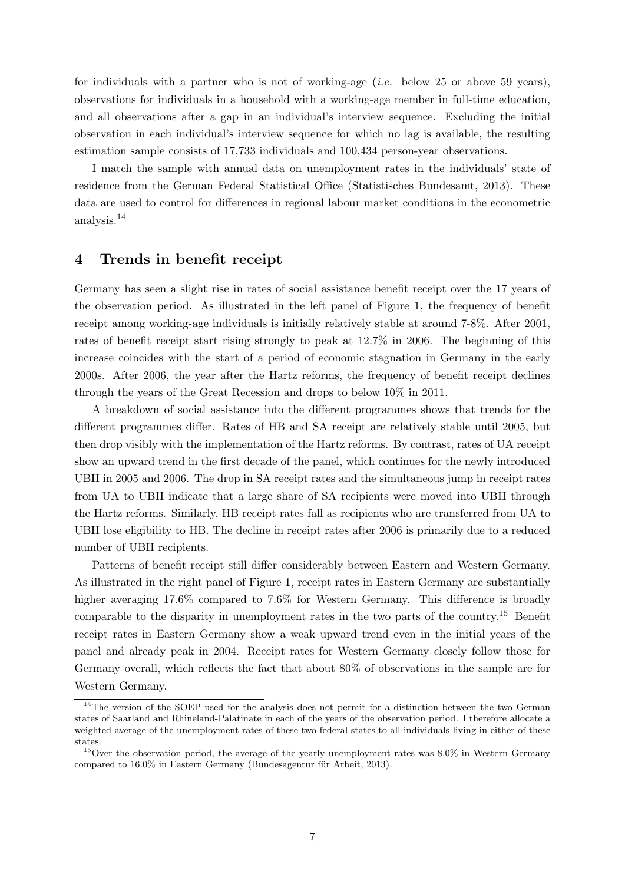for individuals with a partner who is not of working-age (*i.e.* below 25 or above 59 years), observations for individuals in a household with a working-age member in full-time education, and all observations after a gap in an individual's interview sequence. Excluding the initial observation in each individual's interview sequence for which no lag is available, the resulting estimation sample consists of 17,733 individuals and 100,434 person-year observations.

I match the sample with annual data on unemployment rates in the individuals' state of residence from the German Federal Statistical Office (Statistisches Bundesamt, 2013). These data are used to control for differences in regional labour market conditions in the econometric analysis.[14]

## 4 Trends in benefit receipt

Germany has seen a slight rise in rates of social assistance benefit receipt over the 17 years of the observation period. As illustrated in the left panel of Figure 1, the frequency of benefit receipt among working-age individuals is initially relatively stable at around 7-8%. After 2001, rates of benefit receipt start rising strongly to peak at 12.7% in 2006. The beginning of this increase coincides with the start of a period of economic stagnation in Germany in the early 2000s. After 2006, the year after the Hartz reforms, the frequency of benefit receipt declines through the years of the Great Recession and drops to below 10% in 2011.

A breakdown of social assistance into the different programmes shows that trends for the different programmes differ. Rates of HB and SA receipt are relatively stable until 2005, but then drop visibly with the implementation of the Hartz reforms. By contrast, rates of UA receipt show an upward trend in the first decade of the panel, which continues for the newly introduced UBII in 2005 and 2006. The drop in SA receipt rates and the simultaneous jump in receipt rates from UA to UBII indicate that a large share of SA recipients were moved into UBII through the Hartz reforms. Similarly, HB receipt rates fall as recipients who are transferred from UA to UBII lose eligibility to HB. The decline in receipt rates after 2006 is primarily due to a reduced number of UBII recipients.

Patterns of benefit receipt still differ considerably between Eastern and Western Germany. As illustrated in the right panel of Figure 1, receipt rates in Eastern Germany are substantially higher averaging 17.6% compared to 7.6% for Western Germany. This difference is broadly comparable to the disparity in unemployment rates in the two parts of the country.[15] Benefit receipt rates in Eastern Germany show a weak upward trend even in the initial years of the panel and already peak in 2004. Receipt rates for Western Germany closely follow those for Germany overall, which reflects the fact that about 80% of observations in the sample are for Western Germany.

[14] The version of the SOEP used for the analysis does not permit for a distinction between the two German states of Saarland and Rhineland-Palatinate in each of the years of the observation period. I therefore allocate a weighted average of the unemployment rates of these two federal states to all individuals living in either of these states.

[15] Over the observation period, the average of the yearly unemployment rates was 8.0% in Western Germany compared to 16.0% in Eastern Germany (Bundesagentur für Arbeit, 2013).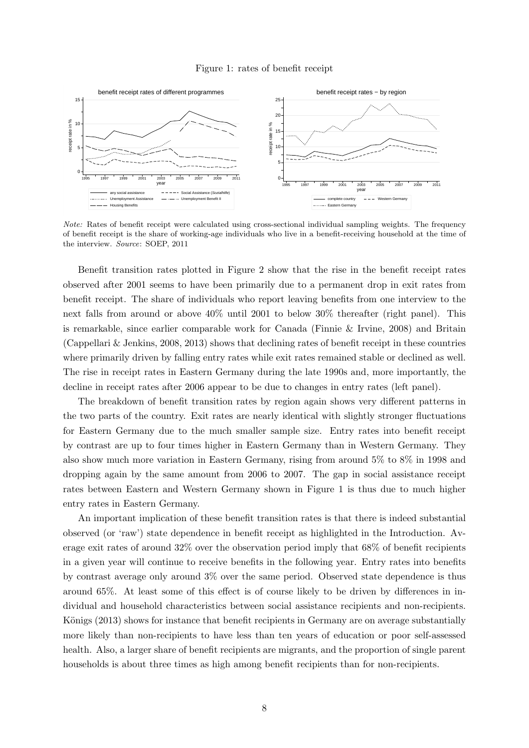Figure 1: rates of benefit receipt

*Note:* Rates of benefit receipt were calculated using cross-sectional individual sampling weights. The frequency of benefit receipt is the share of working-age individuals who live in a benefit-receiving household at the time of the interview. *Source*: SOEP, 2011

Benefit transition rates plotted in Figure 2 show that the rise in the benefit receipt rates observed after 2001 seems to have been primarily due to a permanent drop in exit rates from benefit receipt. The share of individuals who report leaving benefits from one interview to the next falls from around or above 40% until 2001 to below 30% thereafter (right panel). This is remarkable, since earlier comparable work for Canada (Finnie & Irvine, 2008) and Britain (Cappellari & Jenkins, 2008, 2013) shows that declining rates of benefit receipt in these countries where primarily driven by falling entry rates while exit rates remained stable or declined as well. The rise in receipt rates in Eastern Germany during the late 1990s and, more importantly, the decline in receipt rates after 2006 appear to be due to changes in entry rates (left panel).

The breakdown of benefit transition rates by region again shows very different patterns in the two parts of the country. Exit rates are nearly identical with slightly stronger fluctuations for Eastern Germany due to the much smaller sample size. Entry rates into benefit receipt by contrast are up to four times higher in Eastern Germany than in Western Germany. They also show much more variation in Eastern Germany, rising from around 5% to 8% in 1998 and dropping again by the same amount from 2006 to 2007. The gap in social assistance receipt rates between Eastern and Western Germany shown in Figure 1 is thus due to much higher entry rates in Eastern Germany.

An important implication of these benefit transition rates is that there is indeed substantial observed (or 'raw') state dependence in benefit receipt as highlighted in the Introduction. Average exit rates of around 32% over the observation period imply that 68% of benefit recipients in a given year will continue to receive benefits in the following year. Entry rates into benefits by contrast average only around 3% over the same period. Observed state dependence is thus around 65%. At least some of this effect is of course likely to be driven by differences in individual and household characteristics between social assistance recipients and non-recipients. Königs (2013) shows for instance that benefit recipients in Germany are on average substantially more likely than non-recipients to have less than ten years of education or poor self-assessed health. Also, a larger share of benefit recipients are migrants, and the proportion of single parent households is about three times as high among benefit recipients than for non-recipients.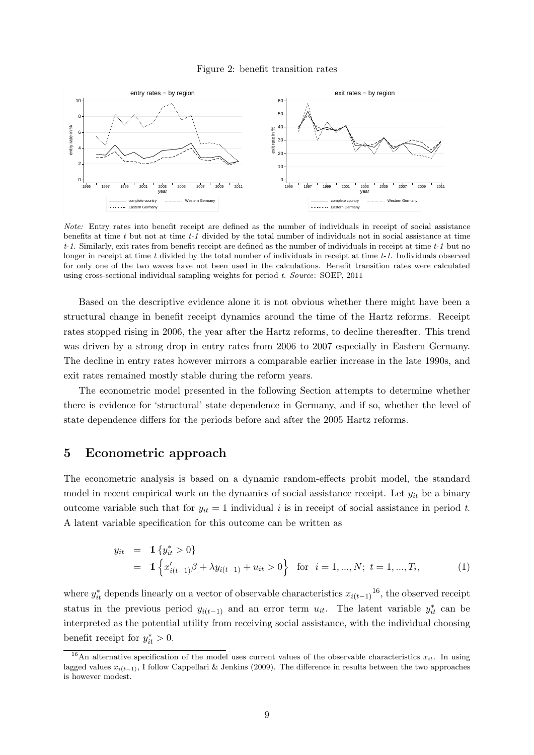Figure 2: benefit transition rates

*Note:* Entry rates into benefit receipt are defined as the number of individuals in receipt of social assistance benefits at time *t* but not at time *t-1* divided by the total number of individuals not in social assistance at time *t-1*. Similarly, exit rates from benefit receipt are defined as the number of individuals in receipt at time *t-1* but no longer in receipt at time *t* divided by the total number of individuals in receipt at time *t-1*. Individuals observed for only one of the two waves have not been used in the calculations. Benefit transition rates were calculated using cross-sectional individual sampling weights for period *t*. *Source*: SOEP, 2011

Based on the descriptive evidence alone it is not obvious whether there might have been a structural change in benefit receipt dynamics around the time of the Hartz reforms. Receipt rates stopped rising in 2006, the year after the Hartz reforms, to decline thereafter. This trend was driven by a strong drop in entry rates from 2006 to 2007 especially in Eastern Germany. The decline in entry rates however mirrors a comparable earlier increase in the late 1990s, and exit rates remained mostly stable during the reform years.

The econometric model presented in the following Section attempts to determine whether there is evidence for 'structural' state dependence in Germany, and if so, whether the level of state dependence differs for the periods before and after the 2005 Hartz reforms.

# 5 Econometric approach

The econometric analysis is based on a dynamic random-effects probit model, the standard model in recent empirical work on the dynamics of social assistance receipt. Let $y_{it}$ be a binary outcome variable such that for $y_{it} = 1$ individual $i$ is in receipt of social assistance in period $t$. A latent variable specification for this outcome can be written as

$$
\begin{aligned}
y_{it} &= \mathbb{1}\{y_{it}^* > 0\} \\
&= \mathbb{1}\left\{x'_{i(t-1)}\beta + \lambda y_{i(t-1)} + u_{it} > 0\right\} \quad \text{for} \quad i = 1, ..., N; \; t = 1, ..., T_i,
\end{aligned}
\tag{1}
$$

where $y_{it}^*$ depends linearly on a vector of observable characteristics $x_{i(t-1)}$[16], the observed receipt status in the previous period $y_{i(t-1)}$ and an error term $u_{it}$. The latent variable $y_{it}^*$ can be interpreted as the potential utility from receiving social assistance, with the individual choosing benefit receipt for $y_{it}^* > 0$.

[16] An alternative specification of the model uses current values of the observable characteristics $x_{it}$. In using lagged values $x_{i(t-1)}$, I follow Cappellari & Jenkins (2009). The difference in results between the two approaches is however modest.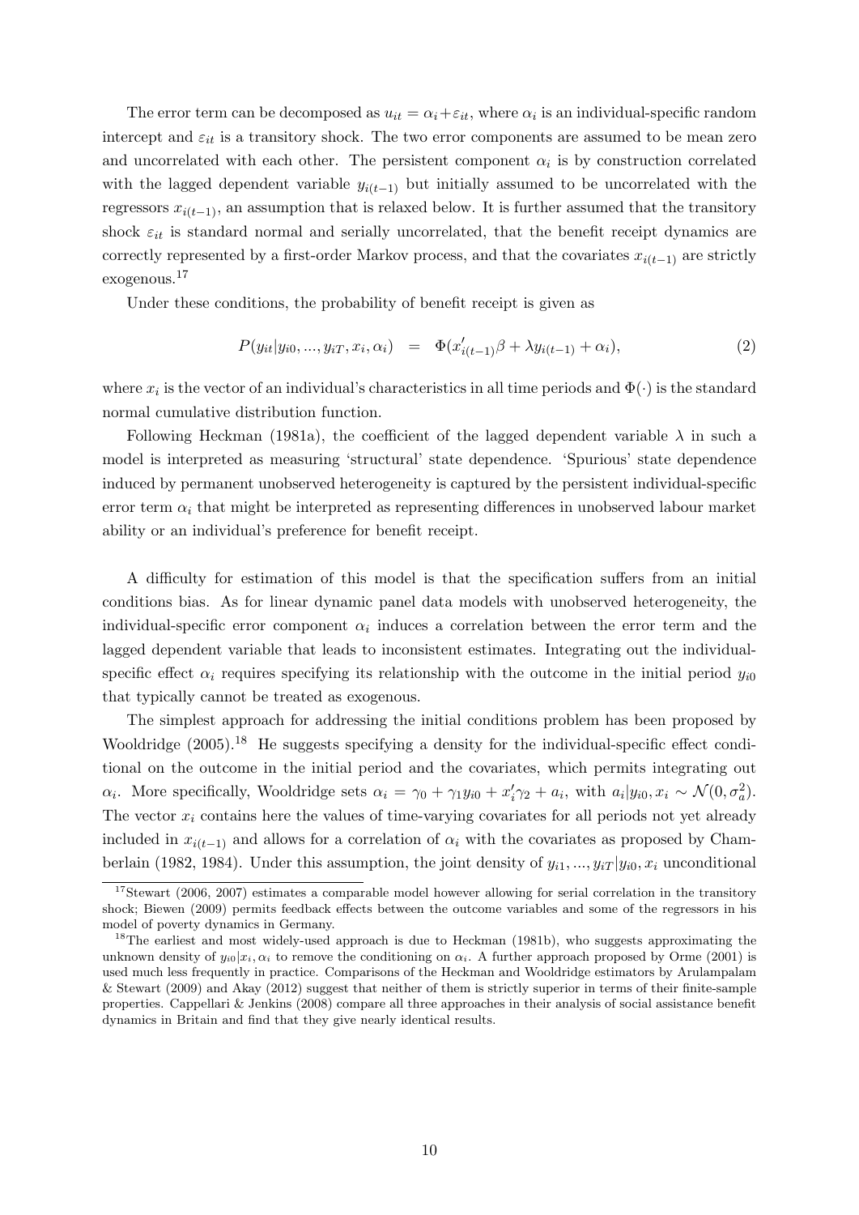The error term can be decomposed as $u_{it} = \alpha_i + \varepsilon_{it}$, where $\alpha_i$ is an individual-specific random intercept and $\varepsilon_{it}$ is a transitory shock. The two error components are assumed to be mean zero and uncorrelated with each other. The persistent component $\alpha_i$ is by construction correlated with the lagged dependent variable $y_{i(t-1)}$ but initially assumed to be uncorrelated with the regressors $x_{i(t-1)}$, an assumption that is relaxed below. It is further assumed that the transitory shock $\varepsilon_{it}$ is standard normal and serially uncorrelated, that the benefit receipt dynamics are correctly represented by a first-order Markov process, and that the covariates $x_{i(t-1)}$ are strictly exogenous.[17]

Under these conditions, the probability of benefit receipt is given as

$$P(y_{it}|y_{i0}, ..., y_{iT}, x_i, \alpha_i) \quad = \quad \Phi(x'_{i(t-1)}\beta + \lambda y_{i(t-1)} + \alpha_i), \tag{2}$$

where $x_i$ is the vector of an individual's characteristics in all time periods and $\Phi(\cdot)$ is the standard normal cumulative distribution function.

Following Heckman (1981a), the coefficient of the lagged dependent variable $\lambda$ in such a model is interpreted as measuring 'structural' state dependence. 'Spurious' state dependence induced by permanent unobserved heterogeneity is captured by the persistent individual-specific error term $\alpha_i$ that might be interpreted as representing differences in unobserved labour market ability or an individual's preference for benefit receipt.

A difficulty for estimation of this model is that the specification suffers from an initial conditions bias. As for linear dynamic panel data models with unobserved heterogeneity, the individual-specific error component $\alpha_i$ induces a correlation between the error term and the lagged dependent variable that leads to inconsistent estimates. Integrating out the individual-specific effect $\alpha_i$ requires specifying its relationship with the outcome in the initial period $y_{i0}$ that typically cannot be treated as exogenous.

The simplest approach for addressing the initial conditions problem has been proposed by Wooldridge (2005).[18] He suggests specifying a density for the individual-specific effect conditional on the outcome in the initial period and the covariates, which permits integrating out $\alpha_i$. More specifically, Wooldridge sets $\alpha_i = \gamma_0 + \gamma_1 y_{i0} + x'_i\gamma_2 + a_i$, with $a_i|y_{i0}, x_i \sim \mathcal{N}(0, \sigma_a^2)$. The vector $x_i$ contains here the values of time-varying covariates for all periods not yet already included in $x_{i(t-1)}$ and allows for a correlation of $\alpha_i$ with the covariates as proposed by Chamberlain (1982, 1984). Under this assumption, the joint density of $y_{i1}, ..., y_{iT}|y_{i0}, x_i$ unconditional

[17] Stewart (2006, 2007) estimates a comparable model however allowing for serial correlation in the transitory shock; Biewen (2009) permits feedback effects between the outcome variables and some of the regressors in his model of poverty dynamics in Germany.

[18] The earliest and most widely-used approach is due to Heckman (1981b), who suggests approximating the unknown density of $y_{i0}|x_i, \alpha_i$ to remove the conditioning on $\alpha_i$. A further approach proposed by Orme (2001) is used much less frequently in practice. Comparisons of the Heckman and Wooldridge estimators by Arulampalam & Stewart (2009) and Akay (2012) suggest that neither of them is strictly superior in terms of their finite-sample properties. Cappellari & Jenkins (2008) compare all three approaches in their analysis of social assistance benefit dynamics in Britain and find that they give nearly identical results.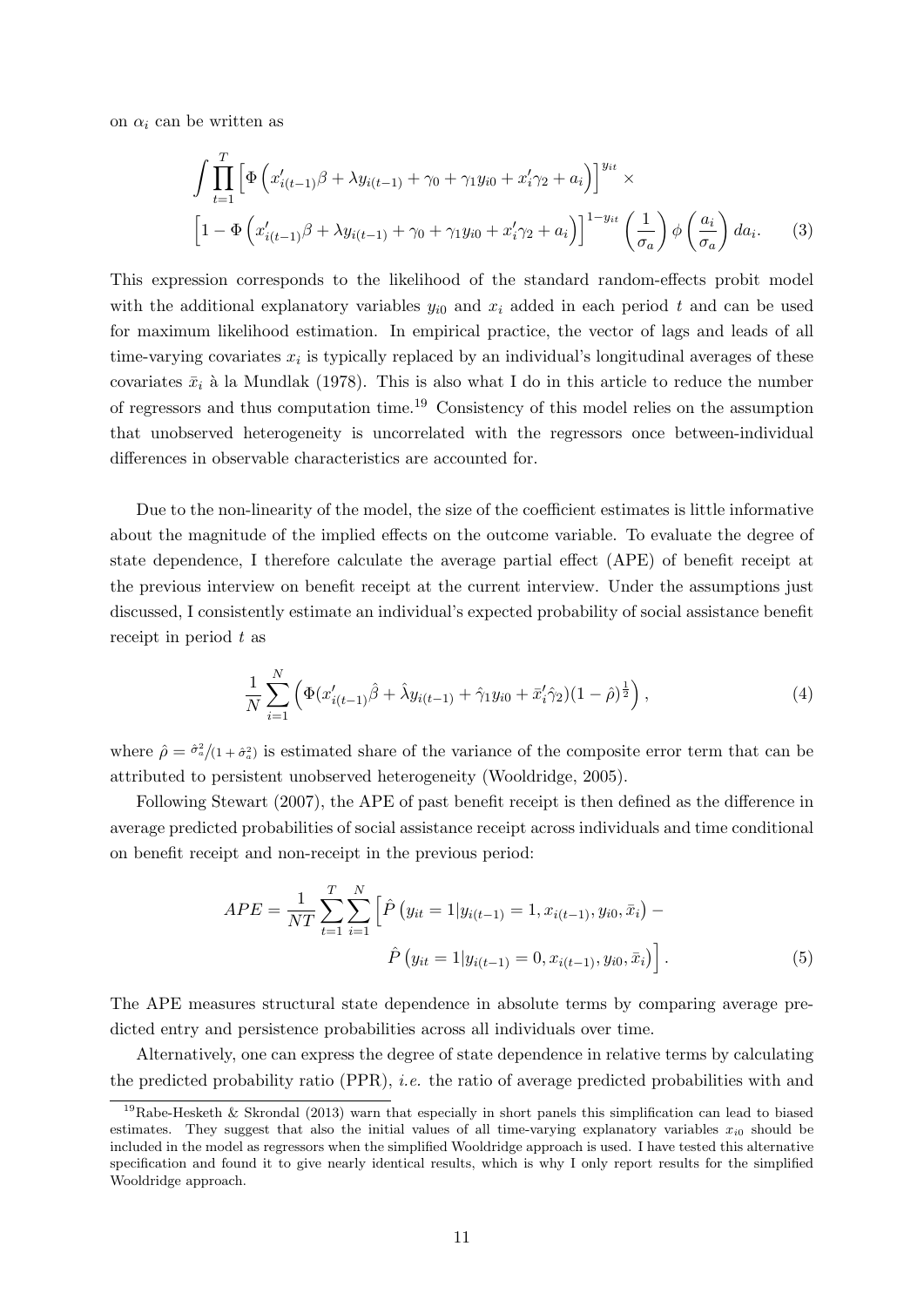on $\alpha_i$ can be written as

$$\int \prod_{t=1}^{T} \left[ \Phi\left( x'_{i(t-1)}\beta + \lambda y_{i(t-1)} + \gamma_0 + \gamma_1 y_{i0} + x'_i \gamma_2 + a_i \right) \right]^{y_{it}} \times \left[ 1 - \Phi\left( x'_{i(t-1)}\beta + \lambda y_{i(t-1)} + \gamma_0 + \gamma_1 y_{i0} + x'_i \gamma_2 + a_i \right) \right]^{1-y_{it}} \left( \frac{1}{\sigma_a} \right) \phi\left( \frac{a_i}{\sigma_a} \right) da_i. \quad (3)$$

This expression corresponds to the likelihood of the standard random-effects probit model with the additional explanatory variables $y_{i0}$ and $x_i$ added in each period $t$ and can be used for maximum likelihood estimation. In empirical practice, the vector of lags and leads of all time-varying covariates $x_i$ is typically replaced by an individual's longitudinal averages of these covariates $\bar{x}_i$ à la Mundlak (1978). This is also what I do in this article to reduce the number of regressors and thus computation time.[19] Consistency of this model relies on the assumption that unobserved heterogeneity is uncorrelated with the regressors once between-individual differences in observable characteristics are accounted for.

Due to the non-linearity of the model, the size of the coefficient estimates is little informative about the magnitude of the implied effects on the outcome variable. To evaluate the degree of state dependence, I therefore calculate the average partial effect (APE) of benefit receipt at the previous interview on benefit receipt at the current interview. Under the assumptions just discussed, I consistently estimate an individual's expected probability of social assistance benefit receipt in period $t$ as

$$\frac{1}{N} \sum_{i=1}^{N} \left( \Phi(x'_{i(t-1)}\hat{\beta} + \hat{\lambda} y_{i(t-1)} + \hat{\gamma}_1 y_{i0} + \bar{x}'_i \hat{\gamma}_2)(1 - \hat{\rho})^{\frac{1}{2}} \right), \quad (4)$$

where $\hat{\rho} = \hat{\sigma}_a^2 / (1 + \hat{\sigma}_a^2)$ is estimated share of the variance of the composite error term that can be attributed to persistent unobserved heterogeneity (Wooldridge, 2005).

Following Stewart (2007), the APE of past benefit receipt is then defined as the difference in average predicted probabilities of social assistance receipt across individuals and time conditional on benefit receipt and non-receipt in the previous period:

$$APE = \frac{1}{NT} \sum_{t=1}^{T} \sum_{i=1}^{N} \left[ \hat{P}\left( y_{it} = 1 | y_{i(t-1)} = 1, x_{i(t-1)}, y_{i0}, \bar{x}_i \right) - \hat{P}\left( y_{it} = 1 | y_{i(t-1)} = 0, x_{i(t-1)}, y_{i0}, \bar{x}_i \right) \right]. \quad (5)$$

The APE measures structural state dependence in absolute terms by comparing average predicted entry and persistence probabilities across all individuals over time.

Alternatively, one can express the degree of state dependence in relative terms by calculating the predicted probability ratio (PPR), *i.e.* the ratio of average predicted probabilities with and

[19] Rabe-Hesketh & Skrondal (2013) warn that especially in short panels this simplification can lead to biased estimates. They suggest that also the initial values of all time-varying explanatory variables $x_{i0}$ should be included in the model as regressors when the simplified Wooldridge approach is used. I have tested this alternative specification and found it to give nearly identical results, which is why I only report results for the simplified Wooldridge approach.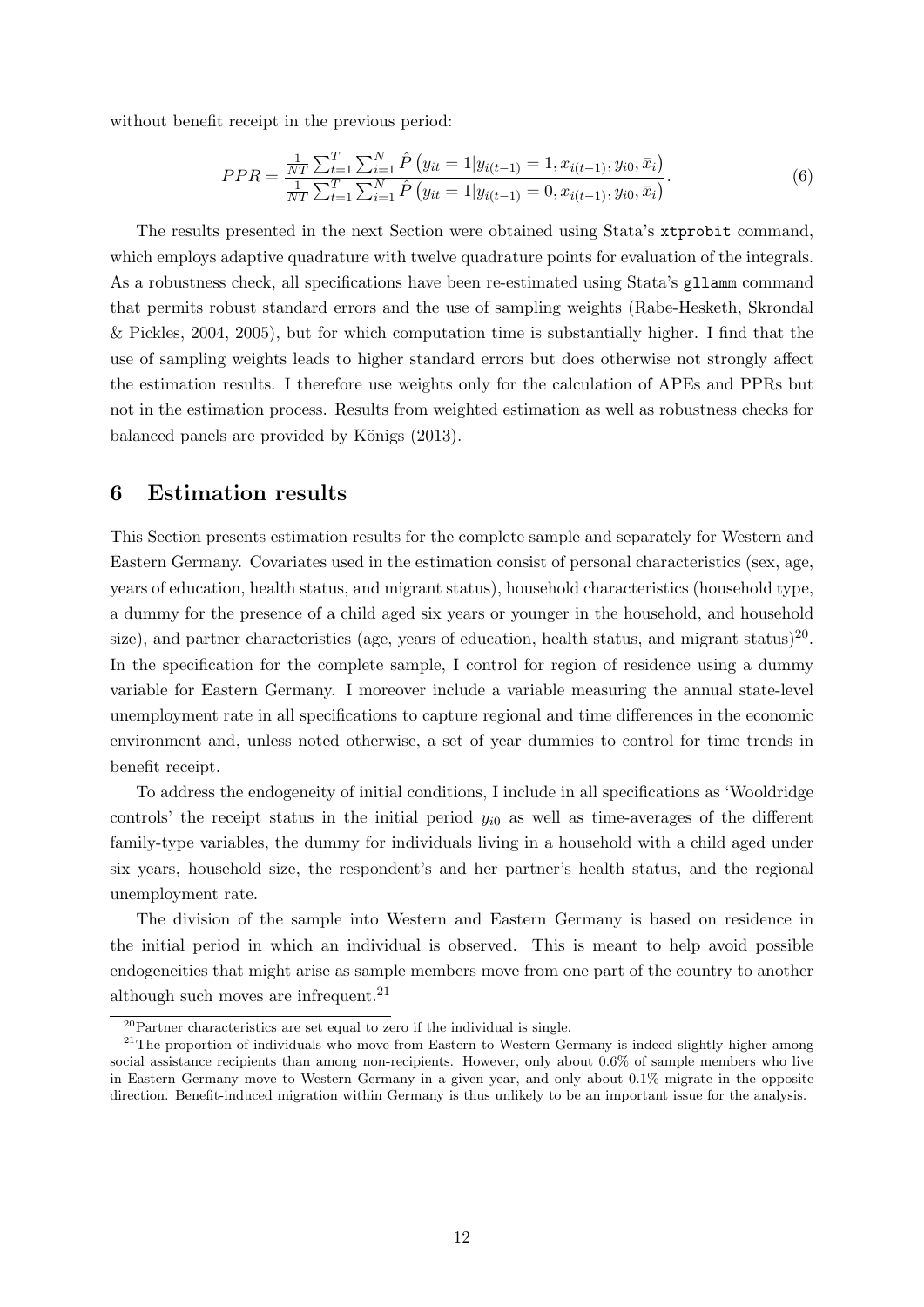without benefit receipt in the previous period:

$$PPR = \frac{\frac{1}{NT}\sum_{t=1}^{T}\sum_{i=1}^{N}\hat{P}\left(y_{it}=1|y_{i(t-1)}=1,x_{i(t-1)},y_{i0},\bar{x}_i\right)}{\frac{1}{NT}\sum_{t=1}^{T}\sum_{i=1}^{N}\hat{P}\left(y_{it}=1|y_{i(t-1)}=0,x_{i(t-1)},y_{i0},\bar{x}_i\right)}. \tag{6}$$

The results presented in the next Section were obtained using Stata's `xtprobit` command, which employs adaptive quadrature with twelve quadrature points for evaluation of the integrals. As a robustness check, all specifications have been re-estimated using Stata's `gllamm` command that permits robust standard errors and the use of sampling weights (Rabe-Hesketh, Skrondal & Pickles, 2004, 2005), but for which computation time is substantially higher. I find that the use of sampling weights leads to higher standard errors but does otherwise not strongly affect the estimation results. I therefore use weights only for the calculation of APEs and PPRs but not in the estimation process. Results from weighted estimation as well as robustness checks for balanced panels are provided by Königs (2013).

## 6 Estimation results

This Section presents estimation results for the complete sample and separately for Western and Eastern Germany. Covariates used in the estimation consist of personal characteristics (sex, age, years of education, health status, and migrant status), household characteristics (household type, a dummy for the presence of a child aged six years or younger in the household, and household size), and partner characteristics (age, years of education, health status, and migrant status)[20]. In the specification for the complete sample, I control for region of residence using a dummy variable for Eastern Germany. I moreover include a variable measuring the annual state-level unemployment rate in all specifications to capture regional and time differences in the economic environment and, unless noted otherwise, a set of year dummies to control for time trends in benefit receipt.

To address the endogeneity of initial conditions, I include in all specifications as 'Wooldridge controls' the receipt status in the initial period $y_{i0}$ as well as time-averages of the different family-type variables, the dummy for individuals living in a household with a child aged under six years, household size, the respondent's and her partner's health status, and the regional unemployment rate.

The division of the sample into Western and Eastern Germany is based on residence in the initial period in which an individual is observed. This is meant to help avoid possible endogeneities that might arise as sample members move from one part of the country to another although such moves are infrequent.[21]

[20] Partner characteristics are set equal to zero if the individual is single.

[21] The proportion of individuals who move from Eastern to Western Germany is indeed slightly higher among social assistance recipients than among non-recipients. However, only about 0.6% of sample members who live in Eastern Germany move to Western Germany in a given year, and only about 0.1% migrate in the opposite direction. Benefit-induced migration within Germany is thus unlikely to be an important issue for the analysis.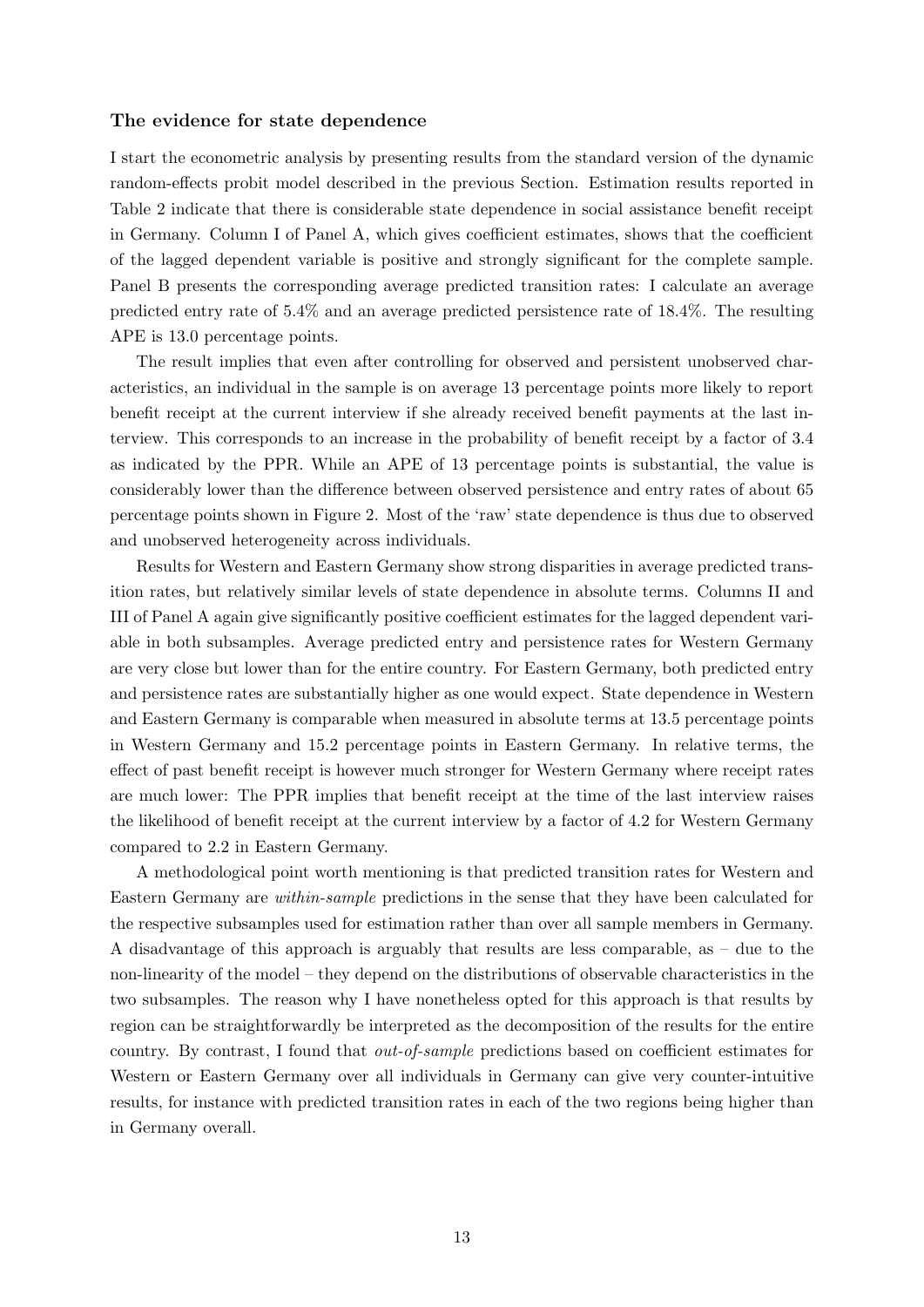**The evidence for state dependence**

I start the econometric analysis by presenting results from the standard version of the dynamic random-effects probit model described in the previous Section. Estimation results reported in Table 2 indicate that there is considerable state dependence in social assistance benefit receipt in Germany. Column I of Panel A, which gives coefficient estimates, shows that the coefficient of the lagged dependent variable is positive and strongly significant for the complete sample. Panel B presents the corresponding average predicted transition rates: I calculate an average predicted entry rate of 5.4% and an average predicted persistence rate of 18.4%. The resulting APE is 13.0 percentage points.

The result implies that even after controlling for observed and persistent unobserved characteristics, an individual in the sample is on average 13 percentage points more likely to report benefit receipt at the current interview if she already received benefit payments at the last interview. This corresponds to an increase in the probability of benefit receipt by a factor of 3.4 as indicated by the PPR. While an APE of 13 percentage points is substantial, the value is considerably lower than the difference between observed persistence and entry rates of about 65 percentage points shown in Figure 2. Most of the 'raw' state dependence is thus due to observed and unobserved heterogeneity across individuals.

Results for Western and Eastern Germany show strong disparities in average predicted transition rates, but relatively similar levels of state dependence in absolute terms. Columns II and III of Panel A again give significantly positive coefficient estimates for the lagged dependent variable in both subsamples. Average predicted entry and persistence rates for Western Germany are very close but lower than for the entire country. For Eastern Germany, both predicted entry and persistence rates are substantially higher as one would expect. State dependence in Western and Eastern Germany is comparable when measured in absolute terms at 13.5 percentage points in Western Germany and 15.2 percentage points in Eastern Germany. In relative terms, the effect of past benefit receipt is however much stronger for Western Germany where receipt rates are much lower: The PPR implies that benefit receipt at the time of the last interview raises the likelihood of benefit receipt at the current interview by a factor of 4.2 for Western Germany compared to 2.2 in Eastern Germany.

A methodological point worth mentioning is that predicted transition rates for Western and Eastern Germany are *within-sample* predictions in the sense that they have been calculated for the respective subsamples used for estimation rather than over all sample members in Germany. A disadvantage of this approach is arguably that results are less comparable, as – due to the non-linearity of the model – they depend on the distributions of observable characteristics in the two subsamples. The reason why I have nonetheless opted for this approach is that results by region can be straightforwardly be interpreted as the decomposition of the results for the entire country. By contrast, I found that *out-of-sample* predictions based on coefficient estimates for Western or Eastern Germany over all individuals in Germany can give very counter-intuitive results, for instance with predicted transition rates in each of the two regions being higher than in Germany overall.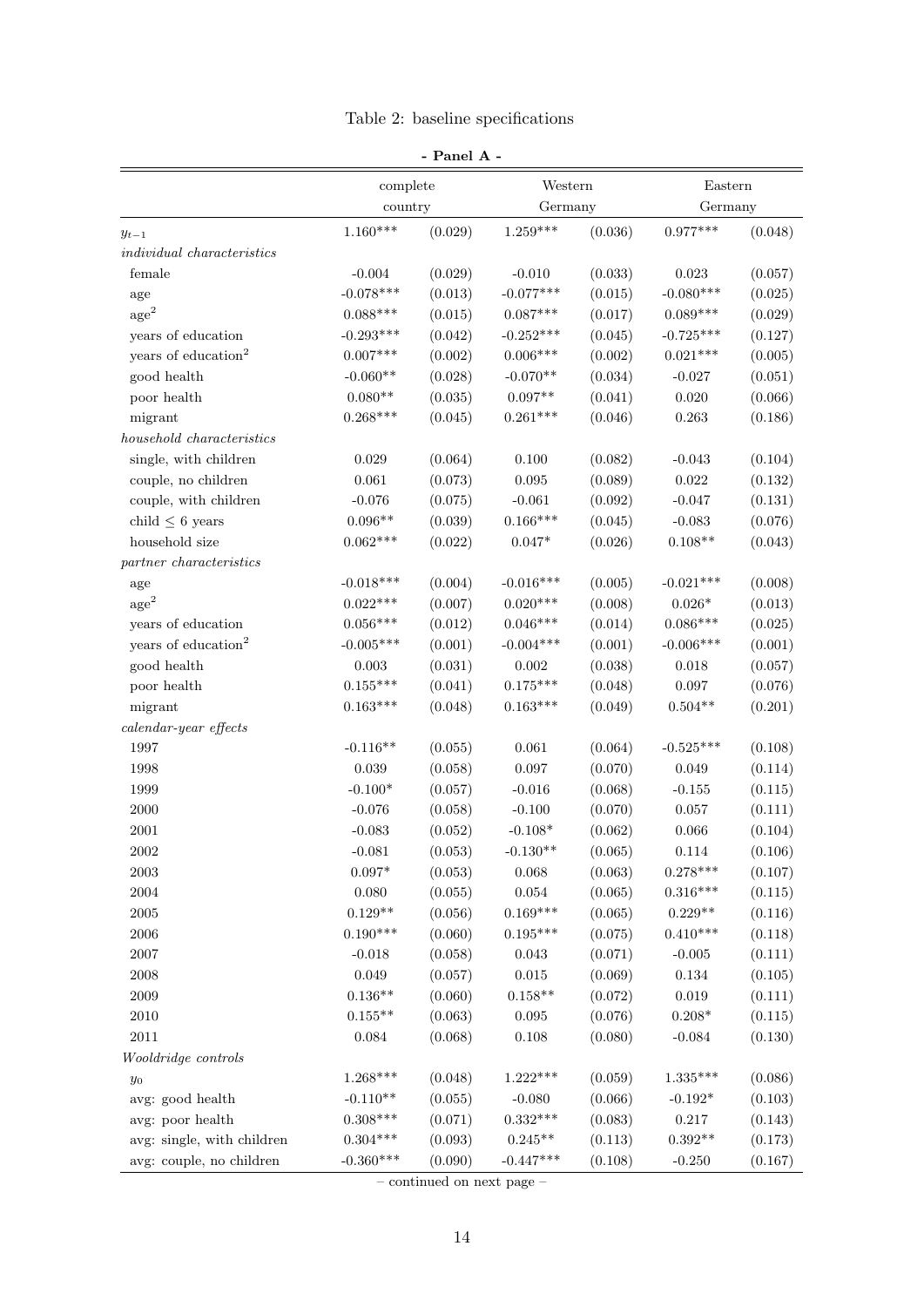Table 2: baseline specifications

- Panel A -

| | complete country | | Western Germany | | Eastern Germany | |
|---|---|---|---|---|---|---|
| $y_{t-1}$ | 1.160*** | (0.029) | 1.259*** | (0.036) | 0.977*** | (0.048) |
| *individual characteristics* | | | | | | |
| female | -0.004 | (0.029) | -0.010 | (0.033) | 0.023 | (0.057) |
| age | -0.078*** | (0.013) | -0.077*** | (0.015) | -0.080*** | (0.025) |
| $\text{age}^2$ | 0.088*** | (0.015) | 0.087*** | (0.017) | 0.089*** | (0.029) |
| years of education | -0.293*** | (0.042) | -0.252*** | (0.045) | -0.725*** | (0.127) |
| $\text{years of education}^2$ | 0.007*** | (0.002) | 0.006*** | (0.002) | 0.021*** | (0.005) |
| good health | -0.060** | (0.028) | -0.070** | (0.034) | -0.027 | (0.051) |
| poor health | 0.080** | (0.035) | 0.097** | (0.041) | 0.020 | (0.066) |
| migrant | 0.268*** | (0.045) | 0.261*** | (0.046) | 0.263 | (0.186) |
| *household characteristics* | | | | | | |
| single, with children | 0.029 | (0.064) | 0.100 | (0.082) | -0.043 | (0.104) |
| couple, no children | 0.061 | (0.073) | 0.095 | (0.089) | 0.022 | (0.132) |
| couple, with children | -0.076 | (0.075) | -0.061 | (0.092) | -0.047 | (0.131) |
| child $\leq$ 6 years | 0.096** | (0.039) | 0.166*** | (0.045) | -0.083 | (0.076) |
| household size | 0.062*** | (0.022) | 0.047* | (0.026) | 0.108** | (0.043) |
| *partner characteristics* | | | | | | |
| age | -0.018*** | (0.004) | -0.016*** | (0.005) | -0.021*** | (0.008) |
| $\text{age}^2$ | 0.022*** | (0.007) | 0.020*** | (0.008) | 0.026* | (0.013) |
| years of education | 0.056*** | (0.012) | 0.046*** | (0.014) | 0.086*** | (0.025) |
| $\text{years of education}^2$ | -0.005*** | (0.001) | -0.004*** | (0.001) | -0.006*** | (0.001) |
| good health | 0.003 | (0.031) | 0.002 | (0.038) | 0.018 | (0.057) |
| poor health | 0.155*** | (0.041) | 0.175*** | (0.048) | 0.097 | (0.076) |
| migrant | 0.163*** | (0.048) | 0.163*** | (0.049) | 0.504** | (0.201) |
| *calendar-year effects* | | | | | | |
| 1997 | -0.116** | (0.055) | 0.061 | (0.064) | -0.525*** | (0.108) |
| 1998 | 0.039 | (0.058) | 0.097 | (0.070) | 0.049 | (0.114) |
| 1999 | -0.100* | (0.057) | -0.016 | (0.068) | -0.155 | (0.115) |
| 2000 | -0.076 | (0.058) | -0.100 | (0.070) | 0.057 | (0.111) |
| 2001 | -0.083 | (0.052) | -0.108* | (0.062) | 0.066 | (0.104) |
| 2002 | -0.081 | (0.053) | -0.130** | (0.065) | 0.114 | (0.106) |
| 2003 | 0.097* | (0.053) | 0.068 | (0.063) | 0.278*** | (0.107) |
| 2004 | 0.080 | (0.055) | 0.054 | (0.065) | 0.316*** | (0.115) |
| 2005 | 0.129** | (0.056) | 0.169*** | (0.065) | 0.229** | (0.116) |
| 2006 | 0.190*** | (0.060) | 0.195*** | (0.075) | 0.410*** | (0.118) |
| 2007 | -0.018 | (0.058) | 0.043 | (0.071) | -0.005 | (0.111) |
| 2008 | 0.049 | (0.057) | 0.015 | (0.069) | 0.134 | (0.105) |
| 2009 | 0.136** | (0.060) | 0.158** | (0.072) | 0.019 | (0.111) |
| 2010 | 0.155** | (0.063) | 0.095 | (0.076) | 0.208* | (0.115) |
| 2011 | 0.084 | (0.068) | 0.108 | (0.080) | -0.084 | (0.130) |
| *Wooldridge controls* | | | | | | |
| $y_0$ | 1.268*** | (0.048) | 1.222*** | (0.059) | 1.335*** | (0.086) |
| avg: good health | -0.110** | (0.055) | -0.080 | (0.066) | -0.192* | (0.103) |
| avg: poor health | 0.308*** | (0.071) | 0.332*** | (0.083) | 0.217 | (0.143) |
| avg: single, with children | 0.304*** | (0.093) | 0.245** | (0.113) | 0.392** | (0.173) |
| avg: couple, no children | -0.360*** | (0.090) | -0.447*** | (0.108) | -0.250 | (0.167) |

– continued on next page –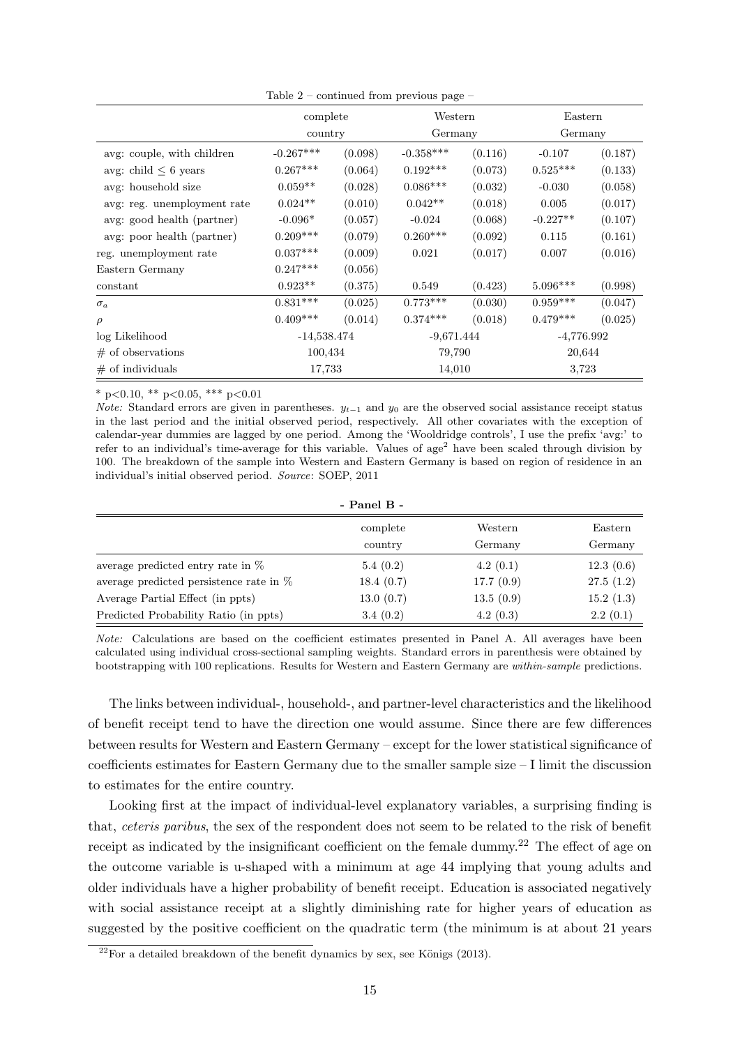Table 2 – continued from previous page –

| | complete country | | Western Germany | | Eastern Germany | |
|---|---|---|---|---|---|---|
| avg: couple, with children | -0.267*** | (0.098) | -0.358*** | (0.116) | -0.107 | (0.187) |
| avg: child ≤ 6 years | 0.267*** | (0.064) | 0.192*** | (0.073) | 0.525*** | (0.133) |
| avg: household size | 0.059** | (0.028) | 0.086*** | (0.032) | -0.030 | (0.058) |
| avg: reg. unemployment rate | 0.024** | (0.010) | 0.042** | (0.018) | 0.005 | (0.017) |
| avg: good health (partner) | -0.096* | (0.057) | -0.024 | (0.068) | -0.227** | (0.107) |
| avg: poor health (partner) | 0.209*** | (0.079) | 0.260*** | (0.092) | 0.115 | (0.161) |
| reg. unemployment rate | 0.037*** | (0.009) | 0.021 | (0.017) | 0.007 | (0.016) |
| Eastern Germany | 0.247*** | (0.056) | | | | |
| constant | 0.923** | (0.375) | 0.549 | (0.423) | 5.096*** | (0.998) |
| $\sigma_a$ | 0.831*** | (0.025) | 0.773*** | (0.030) | 0.959*** | (0.047) |
| $\rho$ | 0.409*** | (0.014) | 0.374*** | (0.018) | 0.479*** | (0.025) |
| log Likelihood | -14,538.474 | | -9,671.444 | | -4,776.992 | |
| # of observations | 100,434 | | 79,790 | | 20,644 | |
| # of individuals | 17,733 | | 14,010 | | 3,723 | |

\* p<0.10, \*\* p<0.05, \*\*\* p<0.01

*Note:* Standard errors are given in parentheses. $y_{t-1}$ and $y_0$ are the observed social assistance receipt status in the last period and the initial observed period, respectively. All other covariates with the exception of calendar-year dummies are lagged by one period. Among the 'Wooldridge controls', I use the prefix 'avg:' to refer to an individual's time-average for this variable. Values of age$^2$ have been scaled through division by 100. The breakdown of the sample into Western and Eastern Germany is based on region of residence in an individual's initial observed period. *Source*: SOEP, 2011

**- Panel B -**

| | complete country | Western Germany | Eastern Germany |
|---|---|---|---|
| average predicted entry rate in % | 5.4 (0.2) | 4.2 (0.1) | 12.3 (0.6) |
| average predicted persistence rate in % | 18.4 (0.7) | 17.7 (0.9) | 27.5 (1.2) |
| Average Partial Effect (in ppts) | 13.0 (0.7) | 13.5 (0.9) | 15.2 (1.3) |
| Predicted Probability Ratio (in ppts) | 3.4 (0.2) | 4.2 (0.3) | 2.2 (0.1) |

*Note:* Calculations are based on the coefficient estimates presented in Panel A. All averages have been calculated using individual cross-sectional sampling weights. Standard errors in parenthesis were obtained by bootstrapping with 100 replications. Results for Western and Eastern Germany are *within-sample* predictions.

The links between individual-, household-, and partner-level characteristics and the likelihood of benefit receipt tend to have the direction one would assume. Since there are few differences between results for Western and Eastern Germany – except for the lower statistical significance of coefficients estimates for Eastern Germany due to the smaller sample size – I limit the discussion to estimates for the entire country.

Looking first at the impact of individual-level explanatory variables, a surprising finding is that, *ceteris paribus*, the sex of the respondent does not seem to be related to the risk of benefit receipt as indicated by the insignificant coefficient on the female dummy.[22] The effect of age on the outcome variable is u-shaped with a minimum at age 44 implying that young adults and older individuals have a higher probability of benefit receipt. Education is associated negatively with social assistance receipt at a slightly diminishing rate for higher years of education as suggested by the positive coefficient on the quadratic term (the minimum is at about 21 years

[22]For a detailed breakdown of the benefit dynamics by sex, see Königs (2013).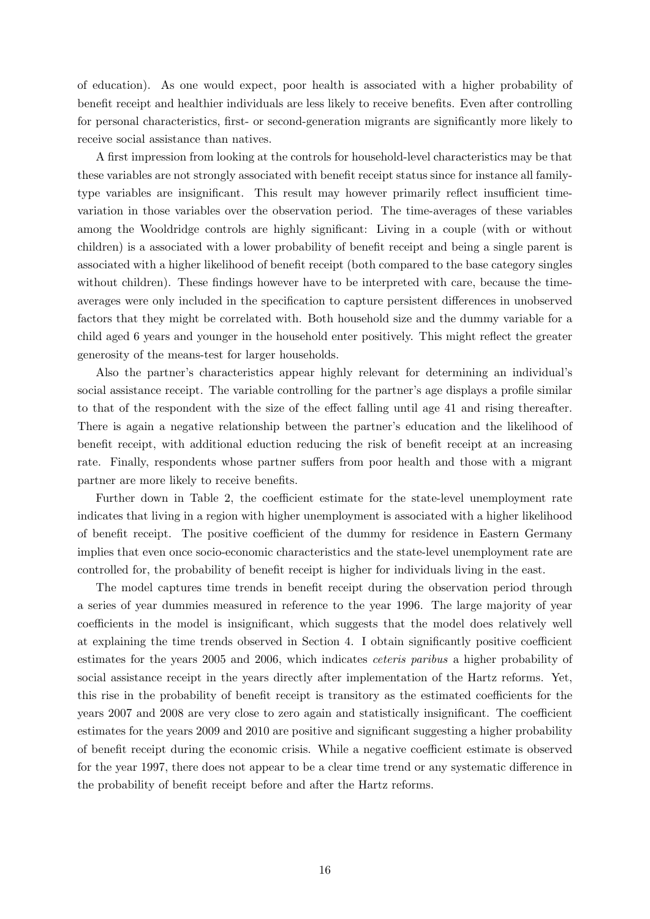of education). As one would expect, poor health is associated with a higher probability of benefit receipt and healthier individuals are less likely to receive benefits. Even after controlling for personal characteristics, first- or second-generation migrants are significantly more likely to receive social assistance than natives.

A first impression from looking at the controls for household-level characteristics may be that these variables are not strongly associated with benefit receipt status since for instance all family-type variables are insignificant. This result may however primarily reflect insufficient time-variation in those variables over the observation period. The time-averages of these variables among the Wooldridge controls are highly significant: Living in a couple (with or without children) is a associated with a lower probability of benefit receipt and being a single parent is associated with a higher likelihood of benefit receipt (both compared to the base category singles without children). These findings however have to be interpreted with care, because the time-averages were only included in the specification to capture persistent differences in unobserved factors that they might be correlated with. Both household size and the dummy variable for a child aged 6 years and younger in the household enter positively. This might reflect the greater generosity of the means-test for larger households.

Also the partner's characteristics appear highly relevant for determining an individual's social assistance receipt. The variable controlling for the partner's age displays a profile similar to that of the respondent with the size of the effect falling until age 41 and rising thereafter. There is again a negative relationship between the partner's education and the likelihood of benefit receipt, with additional eduction reducing the risk of benefit receipt at an increasing rate. Finally, respondents whose partner suffers from poor health and those with a migrant partner are more likely to receive benefits.

Further down in Table 2, the coefficient estimate for the state-level unemployment rate indicates that living in a region with higher unemployment is associated with a higher likelihood of benefit receipt. The positive coefficient of the dummy for residence in Eastern Germany implies that even once socio-economic characteristics and the state-level unemployment rate are controlled for, the probability of benefit receipt is higher for individuals living in the east.

The model captures time trends in benefit receipt during the observation period through a series of year dummies measured in reference to the year 1996. The large majority of year coefficients in the model is insignificant, which suggests that the model does relatively well at explaining the time trends observed in Section 4. I obtain significantly positive coefficient estimates for the years 2005 and 2006, which indicates *ceteris paribus* a higher probability of social assistance receipt in the years directly after implementation of the Hartz reforms. Yet, this rise in the probability of benefit receipt is transitory as the estimated coefficients for the years 2007 and 2008 are very close to zero again and statistically insignificant. The coefficient estimates for the years 2009 and 2010 are positive and significant suggesting a higher probability of benefit receipt during the economic crisis. While a negative coefficient estimate is observed for the year 1997, there does not appear to be a clear time trend or any systematic difference in the probability of benefit receipt before and after the Hartz reforms.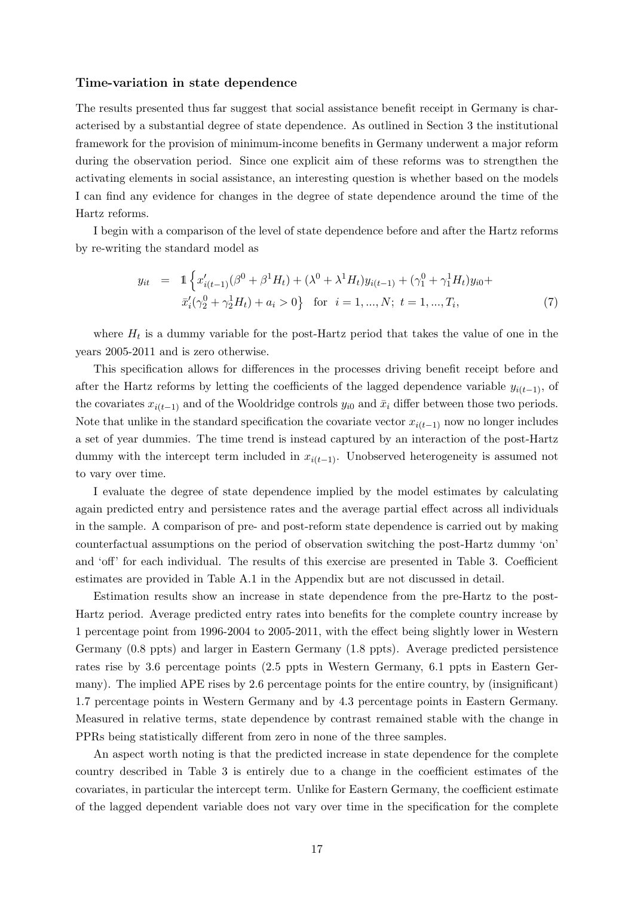### Time-variation in state dependence

The results presented thus far suggest that social assistance benefit receipt in Germany is characterised by a substantial degree of state dependence. As outlined in Section 3 the institutional framework for the provision of minimum-income benefits in Germany underwent a major reform during the observation period. Since one explicit aim of these reforms was to strengthen the activating elements in social assistance, an interesting question is whether based on the models I can find any evidence for changes in the degree of state dependence around the time of the Hartz reforms.

I begin with a comparison of the level of state dependence before and after the Hartz reforms by re-writing the standard model as

$$
\begin{aligned}
y_{it} \;=\; & \mathbb{1}\Big\{x'_{i(t-1)}(\beta^0 + \beta^1 H_t) + (\lambda^0 + \lambda^1 H_t)y_{i(t-1)} + (\gamma_1^0 + \gamma_1^1 H_t)y_{i0} + \\
& \bar{x}'_i(\gamma_2^0 + \gamma_2^1 H_t) + a_i > 0\Big\} \quad \text{for} \;\; i = 1, ..., N; \; t = 1, ..., T_i, \qquad (7)
\end{aligned}
$$

where $H_t$ is a dummy variable for the post-Hartz period that takes the value of one in the years 2005-2011 and is zero otherwise.

This specification allows for differences in the processes driving benefit receipt before and after the Hartz reforms by letting the coefficients of the lagged dependence variable $y_{i(t-1)}$, of the covariates $x_{i(t-1)}$ and of the Wooldridge controls $y_{i0}$ and $\bar{x}_i$ differ between those two periods. Note that unlike in the standard specification the covariate vector $x_{i(t-1)}$ now no longer includes a set of year dummies. The time trend is instead captured by an interaction of the post-Hartz dummy with the intercept term included in $x_{i(t-1)}$. Unobserved heterogeneity is assumed not to vary over time.

I evaluate the degree of state dependence implied by the model estimates by calculating again predicted entry and persistence rates and the average partial effect across all individuals in the sample. A comparison of pre- and post-reform state dependence is carried out by making counterfactual assumptions on the period of observation switching the post-Hartz dummy 'on' and 'off' for each individual. The results of this exercise are presented in Table 3. Coefficient estimates are provided in Table A.1 in the Appendix but are not discussed in detail.

Estimation results show an increase in state dependence from the pre-Hartz to the post-Hartz period. Average predicted entry rates into benefits for the complete country increase by 1 percentage point from 1996-2004 to 2005-2011, with the effect being slightly lower in Western Germany (0.8 ppts) and larger in Eastern Germany (1.8 ppts). Average predicted persistence rates rise by 3.6 percentage points (2.5 ppts in Western Germany, 6.1 ppts in Eastern Germany). The implied APE rises by 2.6 percentage points for the entire country, by (insignificant) 1.7 percentage points in Western Germany and by 4.3 percentage points in Eastern Germany. Measured in relative terms, state dependence by contrast remained stable with the change in PPRs being statistically different from zero in none of the three samples.

An aspect worth noting is that the predicted increase in state dependence for the complete country described in Table 3 is entirely due to a change in the coefficient estimates of the covariates, in particular the intercept term. Unlike for Eastern Germany, the coefficient estimate of the lagged dependent variable does not vary over time in the specification for the complete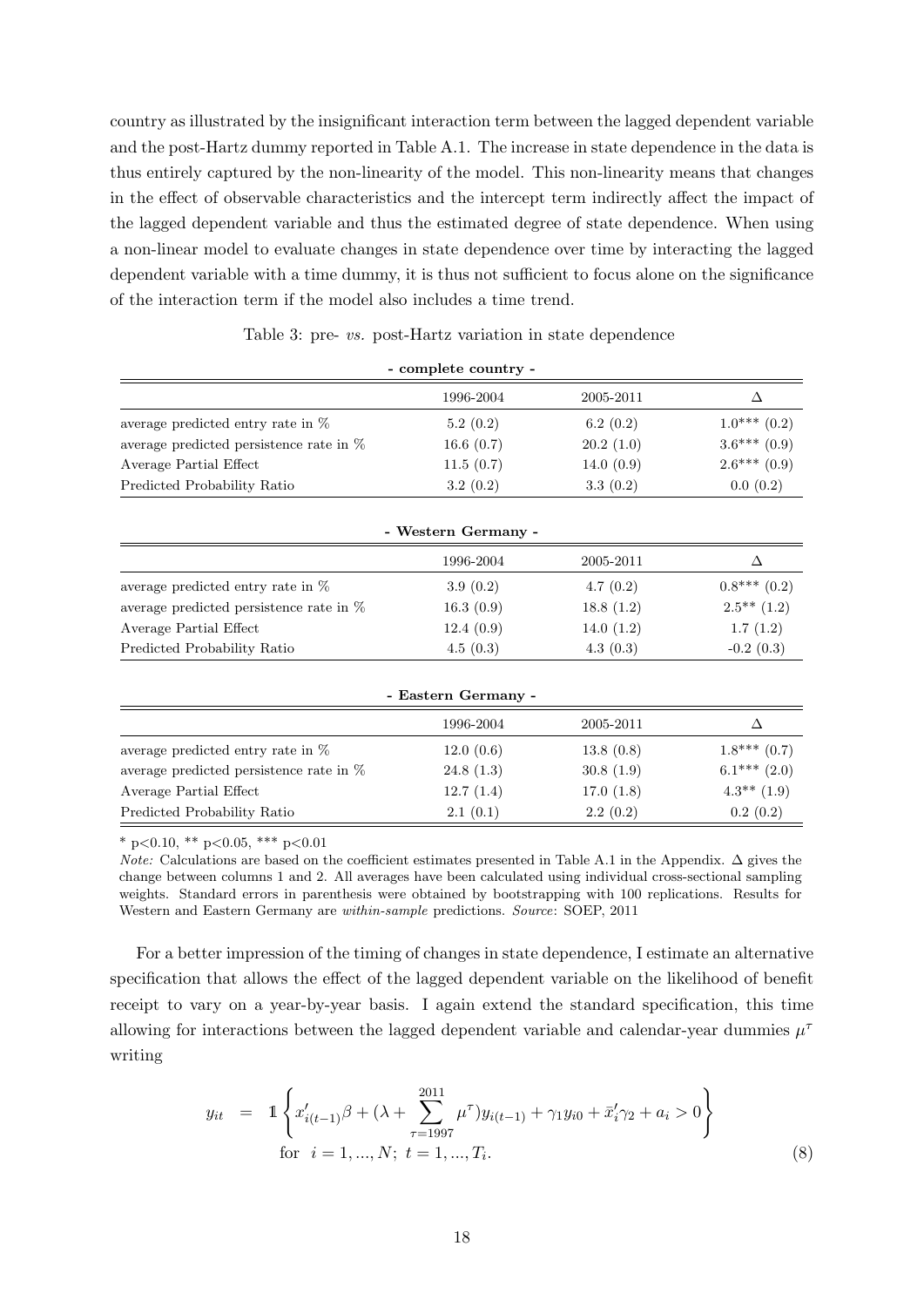country as illustrated by the insignificant interaction term between the lagged dependent variable and the post-Hartz dummy reported in Table A.1. The increase in state dependence in the data is thus entirely captured by the non-linearity of the model. This non-linearity means that changes in the effect of observable characteristics and the intercept term indirectly affect the impact of the lagged dependent variable and thus the estimated degree of state dependence. When using a non-linear model to evaluate changes in state dependence over time by interacting the lagged dependent variable with a time dummy, it is thus not sufficient to focus alone on the significance of the interaction term if the model also includes a time trend.

Table 3: pre- *vs.* post-Hartz variation in state dependence

**- complete country -**

| | 1996-2004 | 2005-2011 | $\Delta$ |
|---|---|---|---|
| average predicted entry rate in % | 5.2 (0.2) | 6.2 (0.2) | 1.0*** (0.2) |
| average predicted persistence rate in % | 16.6 (0.7) | 20.2 (1.0) | 3.6*** (0.9) |
| Average Partial Effect | 11.5 (0.7) | 14.0 (0.9) | 2.6*** (0.9) |
| Predicted Probability Ratio | 3.2 (0.2) | 3.3 (0.2) | 0.0 (0.2) |

**- Western Germany -**

| | 1996-2004 | 2005-2011 | $\Delta$ |
|---|---|---|---|
| average predicted entry rate in % | 3.9 (0.2) | 4.7 (0.2) | 0.8*** (0.2) |
| average predicted persistence rate in % | 16.3 (0.9) | 18.8 (1.2) | 2.5** (1.2) |
| Average Partial Effect | 12.4 (0.9) | 14.0 (1.2) | 1.7 (1.2) |
| Predicted Probability Ratio | 4.5 (0.3) | 4.3 (0.3) | -0.2 (0.3) |

**- Eastern Germany -**

| | 1996-2004 | 2005-2011 | $\Delta$ |
|---|---|---|---|
| average predicted entry rate in % | 12.0 (0.6) | 13.8 (0.8) | 1.8*** (0.7) |
| average predicted persistence rate in % | 24.8 (1.3) | 30.8 (1.9) | 6.1*** (2.0) |
| Average Partial Effect | 12.7 (1.4) | 17.0 (1.8) | 4.3** (1.9) |
| Predicted Probability Ratio | 2.1 (0.1) | 2.2 (0.2) | 0.2 (0.2) |

\* p<0.10, ** p<0.05, *** p<0.01

*Note:* Calculations are based on the coefficient estimates presented in Table A.1 in the Appendix. $\Delta$ gives the change between columns 1 and 2. All averages have been calculated using individual cross-sectional sampling weights. Standard errors in parenthesis were obtained by bootstrapping with 100 replications. Results for Western and Eastern Germany are *within-sample* predictions. *Source*: SOEP, 2011

For a better impression of the timing of changes in state dependence, I estimate an alternative specification that allows the effect of the lagged dependent variable on the likelihood of benefit receipt to vary on a year-by-year basis. I again extend the standard specification, this time allowing for interactions between the lagged dependent variable and calendar-year dummies $\mu^{\tau}$ writing

$$y_{it} = \mathbb{1}\left\{x'_{i(t-1)}\beta + (\lambda + \sum_{\tau=1997}^{2011}\mu^{\tau})y_{i(t-1)} + \gamma_1 y_{i0} + \bar{x}'_i\gamma_2 + a_i > 0\right\}$$
$$\text{for} \quad i = 1, ..., N; \; t = 1, ..., T_i. \tag{8}$$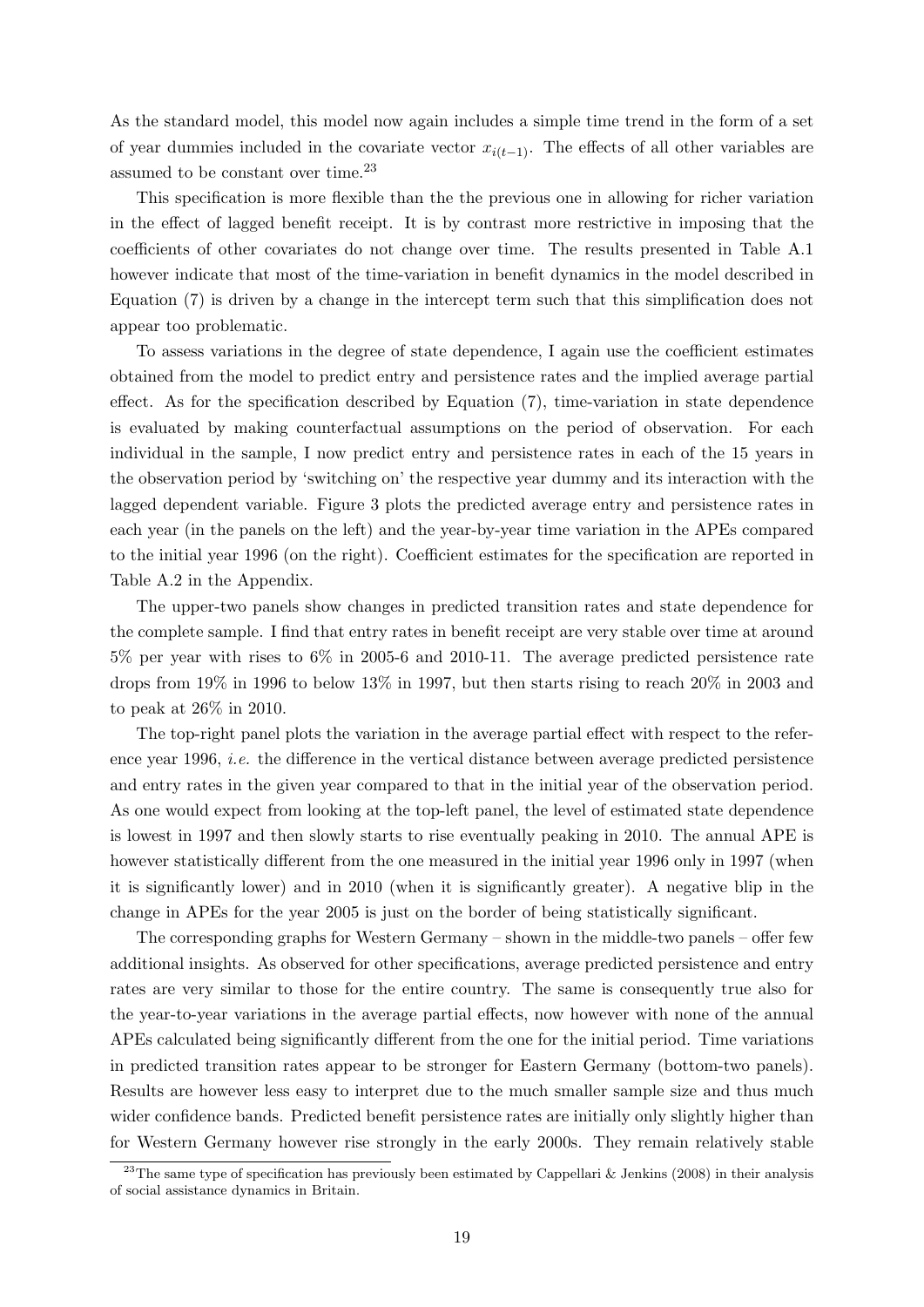As the standard model, this model now again includes a simple time trend in the form of a set of year dummies included in the covariate vector $x_{i(t-1)}$. The effects of all other variables are assumed to be constant over time.[23]

This specification is more flexible than the the previous one in allowing for richer variation in the effect of lagged benefit receipt. It is by contrast more restrictive in imposing that the coefficients of other covariates do not change over time. The results presented in Table A.1 however indicate that most of the time-variation in benefit dynamics in the model described in Equation (7) is driven by a change in the intercept term such that this simplification does not appear too problematic.

To assess variations in the degree of state dependence, I again use the coefficient estimates obtained from the model to predict entry and persistence rates and the implied average partial effect. As for the specification described by Equation (7), time-variation in state dependence is evaluated by making counterfactual assumptions on the period of observation. For each individual in the sample, I now predict entry and persistence rates in each of the 15 years in the observation period by 'switching on' the respective year dummy and its interaction with the lagged dependent variable. Figure 3 plots the predicted average entry and persistence rates in each year (in the panels on the left) and the year-by-year time variation in the APEs compared to the initial year 1996 (on the right). Coefficient estimates for the specification are reported in Table A.2 in the Appendix.

The upper-two panels show changes in predicted transition rates and state dependence for the complete sample. I find that entry rates in benefit receipt are very stable over time at around 5% per year with rises to 6% in 2005-6 and 2010-11. The average predicted persistence rate drops from 19% in 1996 to below 13% in 1997, but then starts rising to reach 20% in 2003 and to peak at 26% in 2010.

The top-right panel plots the variation in the average partial effect with respect to the reference year 1996, *i.e.* the difference in the vertical distance between average predicted persistence and entry rates in the given year compared to that in the initial year of the observation period. As one would expect from looking at the top-left panel, the level of estimated state dependence is lowest in 1997 and then slowly starts to rise eventually peaking in 2010. The annual APE is however statistically different from the one measured in the initial year 1996 only in 1997 (when it is significantly lower) and in 2010 (when it is significantly greater). A negative blip in the change in APEs for the year 2005 is just on the border of being statistically significant.

The corresponding graphs for Western Germany – shown in the middle-two panels – offer few additional insights. As observed for other specifications, average predicted persistence and entry rates are very similar to those for the entire country. The same is consequently true also for the year-to-year variations in the average partial effects, now however with none of the annual APEs calculated being significantly different from the one for the initial period. Time variations in predicted transition rates appear to be stronger for Eastern Germany (bottom-two panels). Results are however less easy to interpret due to the much smaller sample size and thus much wider confidence bands. Predicted benefit persistence rates are initially only slightly higher than for Western Germany however rise strongly in the early 2000s. They remain relatively stable

[23] The same type of specification has previously been estimated by Cappellari & Jenkins (2008) in their analysis of social assistance dynamics in Britain.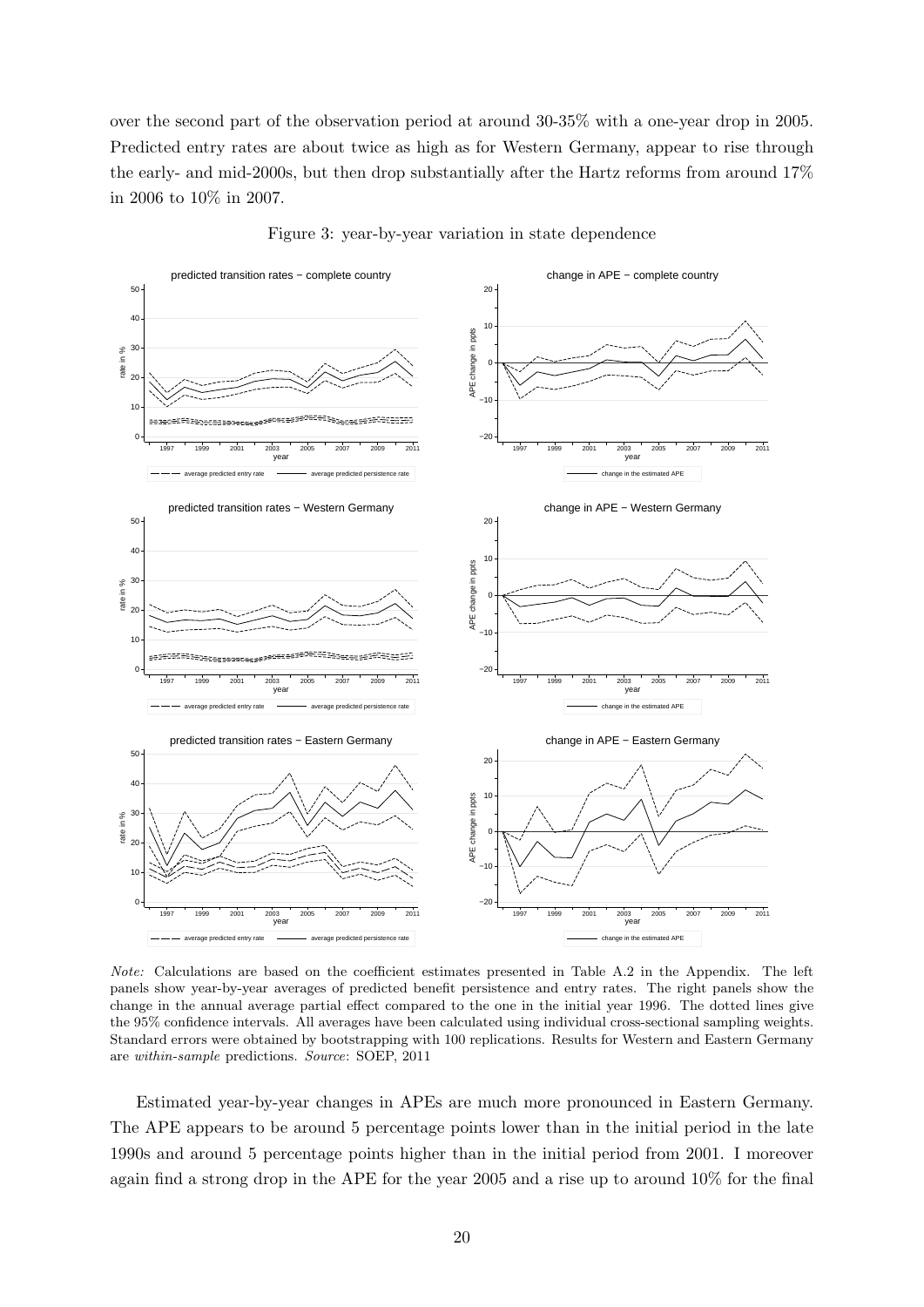over the second part of the observation period at around 30-35% with a one-year drop in 2005. Predicted entry rates are about twice as high as for Western Germany, appear to rise through the early- and mid-2000s, but then drop substantially after the Hartz reforms from around 17% in 2006 to 10% in 2007.

Figure 3: year-by-year variation in state dependence

*Note:* Calculations are based on the coefficient estimates presented in Table A.2 in the Appendix. The left panels show year-by-year averages of predicted benefit persistence and entry rates. The right panels show the change in the annual average partial effect compared to the one in the initial year 1996. The dotted lines give the 95% confidence intervals. All averages have been calculated using individual cross-sectional sampling weights. Standard errors were obtained by bootstrapping with 100 replications. Results for Western and Eastern Germany are *within-sample* predictions. *Source*: SOEP, 2011

Estimated year-by-year changes in APEs are much more pronounced in Eastern Germany. The APE appears to be around 5 percentage points lower than in the initial period in the late 1990s and around 5 percentage points higher than in the initial period from 2001. I moreover again find a strong drop in the APE for the year 2005 and a rise up to around 10% for the final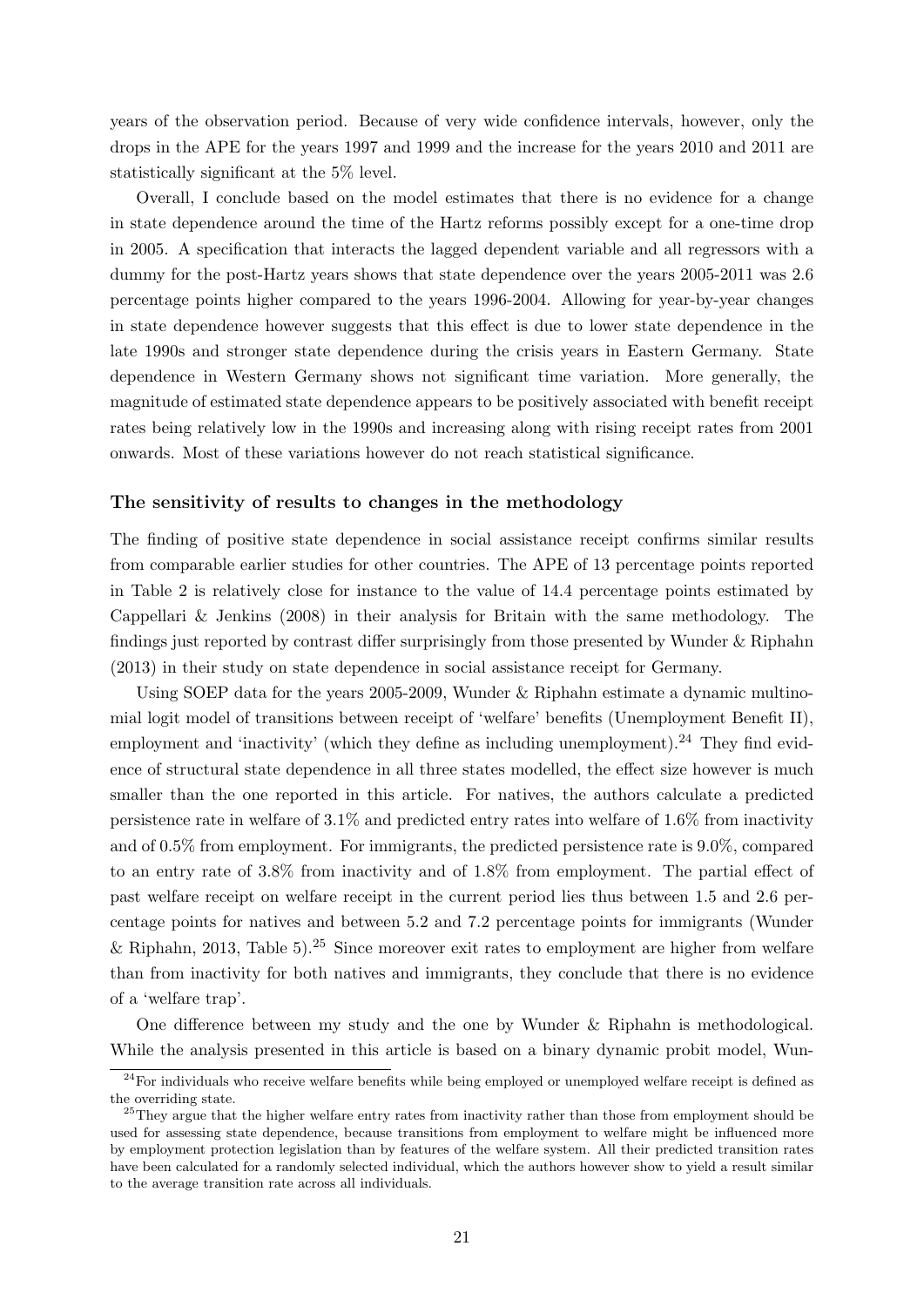years of the observation period. Because of very wide confidence intervals, however, only the drops in the APE for the years 1997 and 1999 and the increase for the years 2010 and 2011 are statistically significant at the 5% level.

Overall, I conclude based on the model estimates that there is no evidence for a change in state dependence around the time of the Hartz reforms possibly except for a one-time drop in 2005. A specification that interacts the lagged dependent variable and all regressors with a dummy for the post-Hartz years shows that state dependence over the years 2005-2011 was 2.6 percentage points higher compared to the years 1996-2004. Allowing for year-by-year changes in state dependence however suggests that this effect is due to lower state dependence in the late 1990s and stronger state dependence during the crisis years in Eastern Germany. State dependence in Western Germany shows not significant time variation. More generally, the magnitude of estimated state dependence appears to be positively associated with benefit receipt rates being relatively low in the 1990s and increasing along with rising receipt rates from 2001 onwards. Most of these variations however do not reach statistical significance.

### The sensitivity of results to changes in the methodology

The finding of positive state dependence in social assistance receipt confirms similar results from comparable earlier studies for other countries. The APE of 13 percentage points reported in Table 2 is relatively close for instance to the value of 14.4 percentage points estimated by Cappellari & Jenkins (2008) in their analysis for Britain with the same methodology. The findings just reported by contrast differ surprisingly from those presented by Wunder & Riphahn (2013) in their study on state dependence in social assistance receipt for Germany.

Using SOEP data for the years 2005-2009, Wunder & Riphahn estimate a dynamic multinomial logit model of transitions between receipt of 'welfare' benefits (Unemployment Benefit II), employment and 'inactivity' (which they define as including unemployment).[24] They find evidence of structural state dependence in all three states modelled, the effect size however is much smaller than the one reported in this article. For natives, the authors calculate a predicted persistence rate in welfare of 3.1% and predicted entry rates into welfare of 1.6% from inactivity and of 0.5% from employment. For immigrants, the predicted persistence rate is 9.0%, compared to an entry rate of 3.8% from inactivity and of 1.8% from employment. The partial effect of past welfare receipt on welfare receipt in the current period lies thus between 1.5 and 2.6 percentage points for natives and between 5.2 and 7.2 percentage points for immigrants (Wunder & Riphahn, 2013, Table 5).[25] Since moreover exit rates to employment are higher from welfare than from inactivity for both natives and immigrants, they conclude that there is no evidence of a 'welfare trap'.

One difference between my study and the one by Wunder & Riphahn is methodological. While the analysis presented in this article is based on a binary dynamic probit model, Wun-

[24] For individuals who receive welfare benefits while being employed or unemployed welfare receipt is defined as the overriding state.

[25] They argue that the higher welfare entry rates from inactivity rather than those from employment should be used for assessing state dependence, because transitions from employment to welfare might be influenced more by employment protection legislation than by features of the welfare system. All their predicted transition rates have been calculated for a randomly selected individual, which the authors however show to yield a result similar to the average transition rate across all individuals.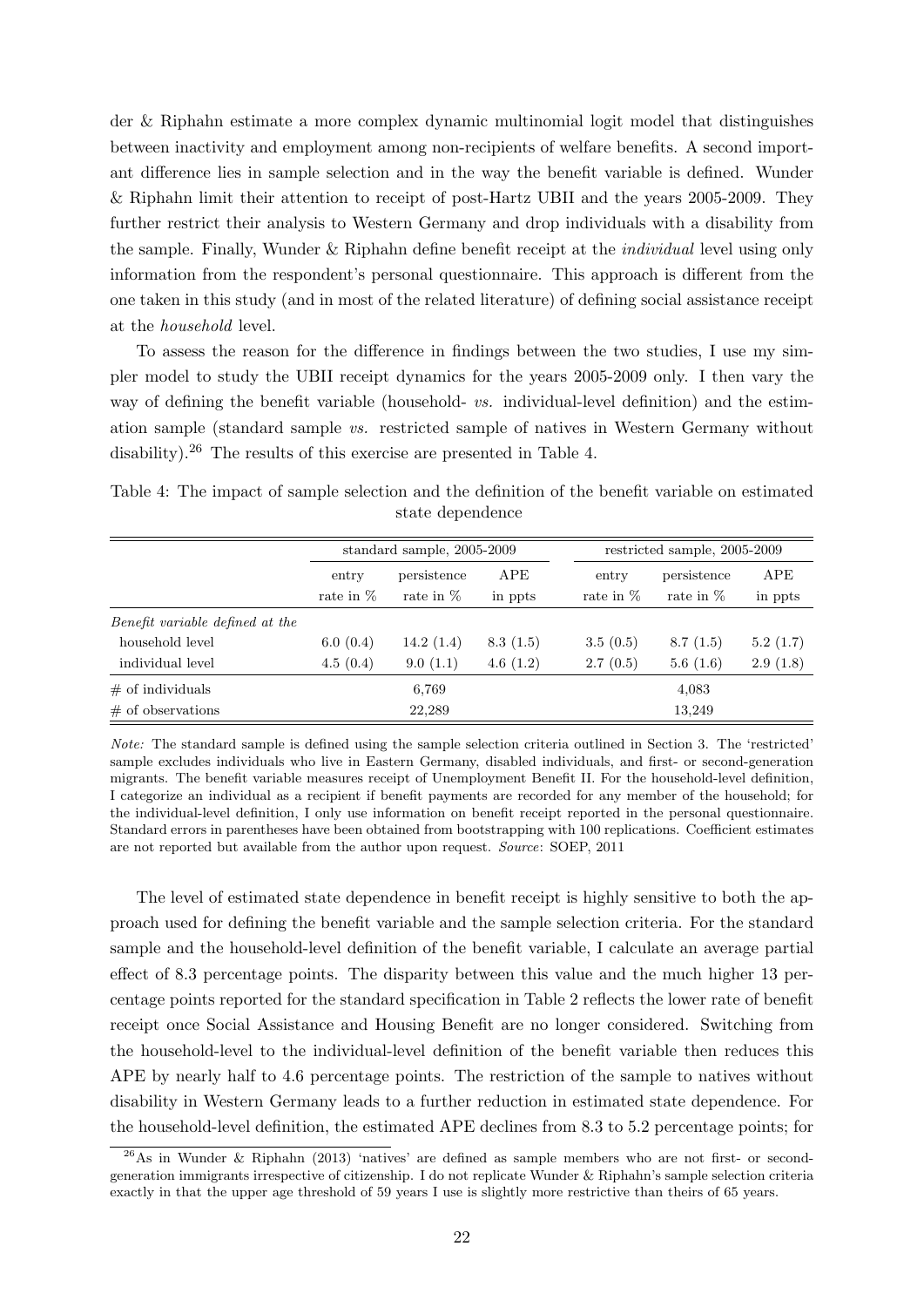der & Riphahn estimate a more complex dynamic multinomial logit model that distinguishes between inactivity and employment among non-recipients of welfare benefits. A second important difference lies in sample selection and in the way the benefit variable is defined. Wunder & Riphahn limit their attention to receipt of post-Hartz UBII and the years 2005-2009. They further restrict their analysis to Western Germany and drop individuals with a disability from the sample. Finally, Wunder & Riphahn define benefit receipt at the *individual* level using only information from the respondent's personal questionnaire. This approach is different from the one taken in this study (and in most of the related literature) of defining social assistance receipt at the *household* level.

To assess the reason for the difference in findings between the two studies, I use my simpler model to study the UBII receipt dynamics for the years 2005-2009 only. I then vary the way of defining the benefit variable (household- *vs.* individual-level definition) and the estimation sample (standard sample *vs.* restricted sample of natives in Western Germany without disability).[26] The results of this exercise are presented in Table 4.

Table 4: The impact of sample selection and the definition of the benefit variable on estimated state dependence

| | standard sample, 2005-2009 | | | restricted sample, 2005-2009 | | |
|---|---|---|---|---|---|---|
| | entry rate in % | persistence rate in % | APE in ppts | entry rate in % | persistence rate in % | APE in ppts |
| *Benefit variable defined at the* | | | | | | |
| household level | 6.0 (0.4) | 14.2 (1.4) | 8.3 (1.5) | 3.5 (0.5) | 8.7 (1.5) | 5.2 (1.7) |
| individual level | 4.5 (0.4) | 9.0 (1.1) | 4.6 (1.2) | 2.7 (0.5) | 5.6 (1.6) | 2.9 (1.8) |
| # of individuals | | 6,769 | | | 4,083 | |
| # of observations | | 22,289 | | | 13,249 | |

*Note:* The standard sample is defined using the sample selection criteria outlined in Section 3. The 'restricted' sample excludes individuals who live in Eastern Germany, disabled individuals, and first- or second-generation migrants. The benefit variable measures receipt of Unemployment Benefit II. For the household-level definition, I categorize an individual as a recipient if benefit payments are recorded for any member of the household; for the individual-level definition, I only use information on benefit receipt reported in the personal questionnaire. Standard errors in parentheses have been obtained from bootstrapping with 100 replications. Coefficient estimates are not reported but available from the author upon request. *Source*: SOEP, 2011

The level of estimated state dependence in benefit receipt is highly sensitive to both the approach used for defining the benefit variable and the sample selection criteria. For the standard sample and the household-level definition of the benefit variable, I calculate an average partial effect of 8.3 percentage points. The disparity between this value and the much higher 13 percentage points reported for the standard specification in Table 2 reflects the lower rate of benefit receipt once Social Assistance and Housing Benefit are no longer considered. Switching from the household-level to the individual-level definition of the benefit variable then reduces this APE by nearly half to 4.6 percentage points. The restriction of the sample to natives without disability in Western Germany leads to a further reduction in estimated state dependence. For the household-level definition, the estimated APE declines from 8.3 to 5.2 percentage points; for

[26] As in Wunder & Riphahn (2013) 'natives' are defined as sample members who are not first- or second-generation immigrants irrespective of citizenship. I do not replicate Wunder & Riphahn's sample selection criteria exactly in that the upper age threshold of 59 years I use is slightly more restrictive than theirs of 65 years.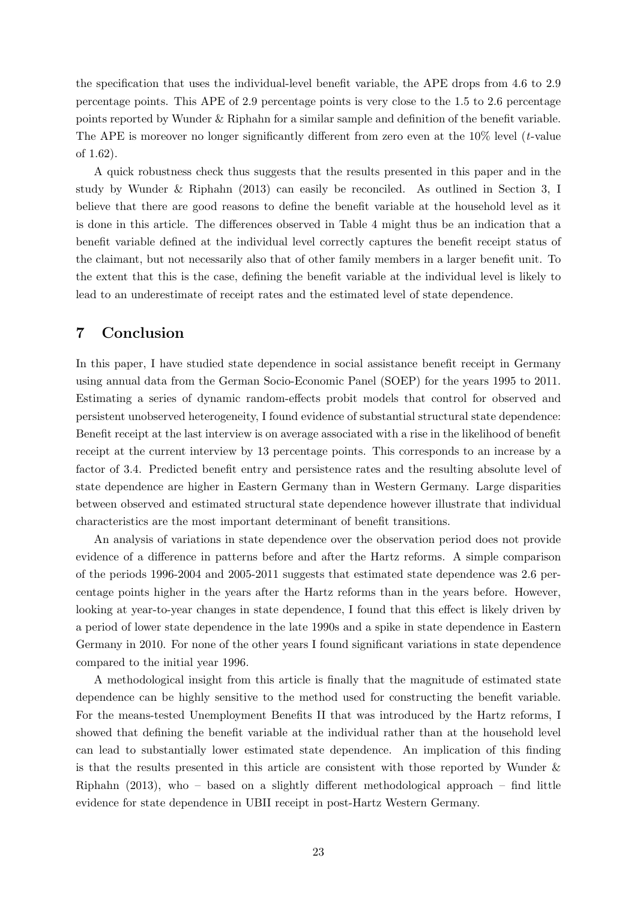the specification that uses the individual-level benefit variable, the APE drops from 4.6 to 2.9 percentage points. This APE of 2.9 percentage points is very close to the 1.5 to 2.6 percentage points reported by Wunder & Riphahn for a similar sample and definition of the benefit variable. The APE is moreover no longer significantly different from zero even at the 10% level ($t$-value of 1.62).

A quick robustness check thus suggests that the results presented in this paper and in the study by Wunder & Riphahn (2013) can easily be reconciled. As outlined in Section 3, I believe that there are good reasons to define the benefit variable at the household level as it is done in this article. The differences observed in Table 4 might thus be an indication that a benefit variable defined at the individual level correctly captures the benefit receipt status of the claimant, but not necessarily also that of other family members in a larger benefit unit. To the extent that this is the case, defining the benefit variable at the individual level is likely to lead to an underestimate of receipt rates and the estimated level of state dependence.

## 7 Conclusion

In this paper, I have studied state dependence in social assistance benefit receipt in Germany using annual data from the German Socio-Economic Panel (SOEP) for the years 1995 to 2011. Estimating a series of dynamic random-effects probit models that control for observed and persistent unobserved heterogeneity, I found evidence of substantial structural state dependence: Benefit receipt at the last interview is on average associated with a rise in the likelihood of benefit receipt at the current interview by 13 percentage points. This corresponds to an increase by a factor of 3.4. Predicted benefit entry and persistence rates and the resulting absolute level of state dependence are higher in Eastern Germany than in Western Germany. Large disparities between observed and estimated structural state dependence however illustrate that individual characteristics are the most important determinant of benefit transitions.

An analysis of variations in state dependence over the observation period does not provide evidence of a difference in patterns before and after the Hartz reforms. A simple comparison of the periods 1996-2004 and 2005-2011 suggests that estimated state dependence was 2.6 percentage points higher in the years after the Hartz reforms than in the years before. However, looking at year-to-year changes in state dependence, I found that this effect is likely driven by a period of lower state dependence in the late 1990s and a spike in state dependence in Eastern Germany in 2010. For none of the other years I found significant variations in state dependence compared to the initial year 1996.

A methodological insight from this article is finally that the magnitude of estimated state dependence can be highly sensitive to the method used for constructing the benefit variable. For the means-tested Unemployment Benefits II that was introduced by the Hartz reforms, I showed that defining the benefit variable at the individual rather than at the household level can lead to substantially lower estimated state dependence. An implication of this finding is that the results presented in this article are consistent with those reported by Wunder & Riphahn (2013), who – based on a slightly different methodological approach – find little evidence for state dependence in UBII receipt in post-Hartz Western Germany.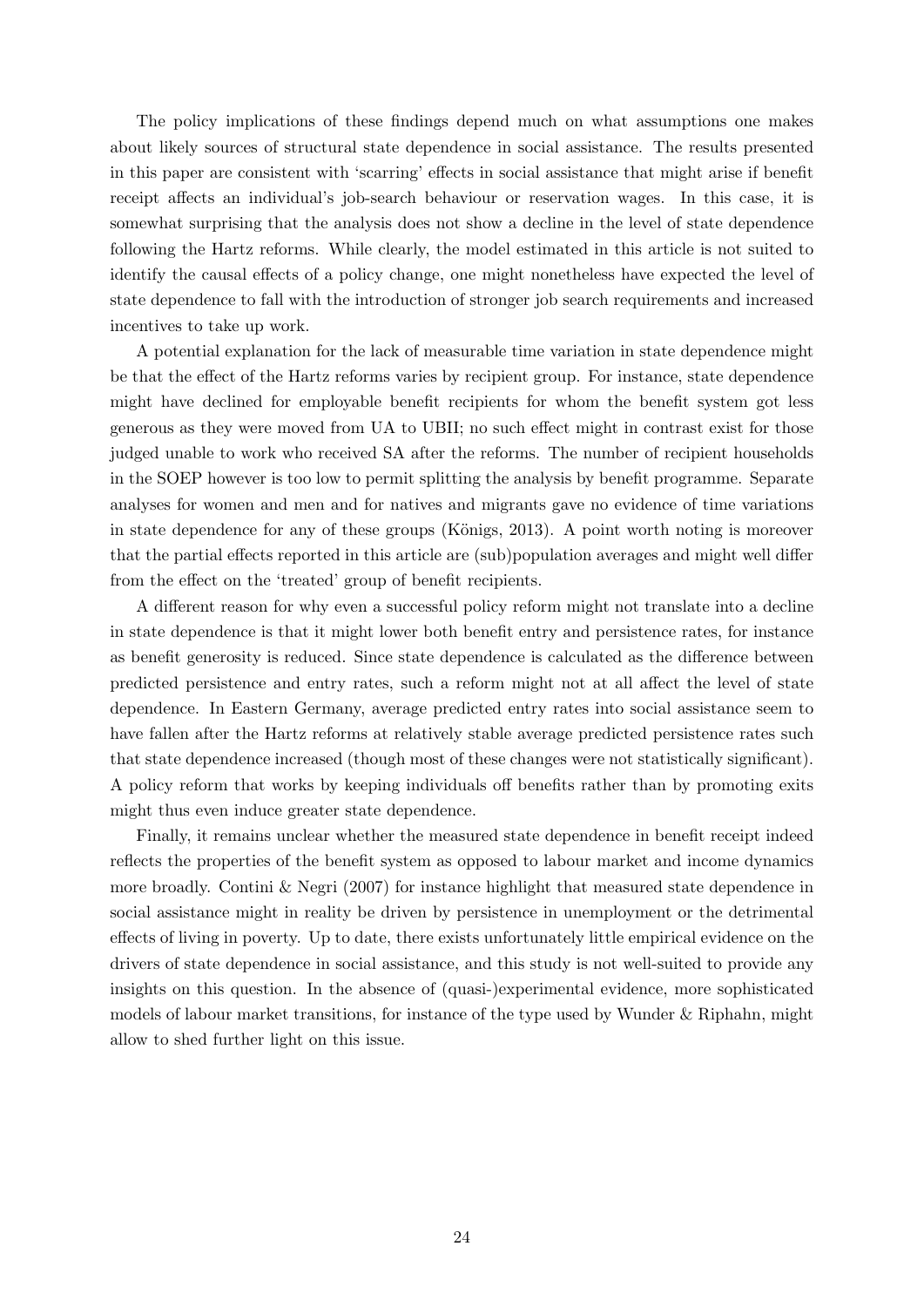The policy implications of these findings depend much on what assumptions one makes about likely sources of structural state dependence in social assistance. The results presented in this paper are consistent with 'scarring' effects in social assistance that might arise if benefit receipt affects an individual's job-search behaviour or reservation wages. In this case, it is somewhat surprising that the analysis does not show a decline in the level of state dependence following the Hartz reforms. While clearly, the model estimated in this article is not suited to identify the causal effects of a policy change, one might nonetheless have expected the level of state dependence to fall with the introduction of stronger job search requirements and increased incentives to take up work.

A potential explanation for the lack of measurable time variation in state dependence might be that the effect of the Hartz reforms varies by recipient group. For instance, state dependence might have declined for employable benefit recipients for whom the benefit system got less generous as they were moved from UA to UBII; no such effect might in contrast exist for those judged unable to work who received SA after the reforms. The number of recipient households in the SOEP however is too low to permit splitting the analysis by benefit programme. Separate analyses for women and men and for natives and migrants gave no evidence of time variations in state dependence for any of these groups (Königs, 2013). A point worth noting is moreover that the partial effects reported in this article are (sub)population averages and might well differ from the effect on the 'treated' group of benefit recipients.

A different reason for why even a successful policy reform might not translate into a decline in state dependence is that it might lower both benefit entry and persistence rates, for instance as benefit generosity is reduced. Since state dependence is calculated as the difference between predicted persistence and entry rates, such a reform might not at all affect the level of state dependence. In Eastern Germany, average predicted entry rates into social assistance seem to have fallen after the Hartz reforms at relatively stable average predicted persistence rates such that state dependence increased (though most of these changes were not statistically significant). A policy reform that works by keeping individuals off benefits rather than by promoting exits might thus even induce greater state dependence.

Finally, it remains unclear whether the measured state dependence in benefit receipt indeed reflects the properties of the benefit system as opposed to labour market and income dynamics more broadly. Contini & Negri (2007) for instance highlight that measured state dependence in social assistance might in reality be driven by persistence in unemployment or the detrimental effects of living in poverty. Up to date, there exists unfortunately little empirical evidence on the drivers of state dependence in social assistance, and this study is not well-suited to provide any insights on this question. In the absence of (quasi-)experimental evidence, more sophisticated models of labour market transitions, for instance of the type used by Wunder & Riphahn, might allow to shed further light on this issue.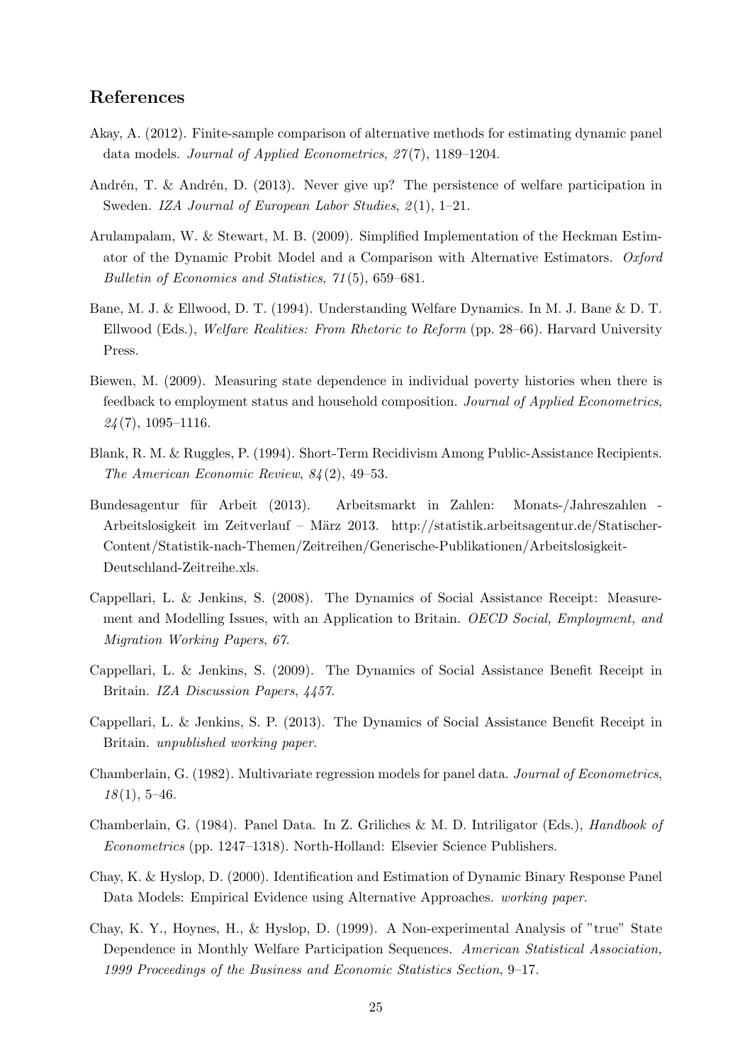## References

Akay, A. (2012). Finite-sample comparison of alternative methods for estimating dynamic panel data models. *Journal of Applied Econometrics*, *27*(7), 1189–1204.

Andrén, T. & Andrén, D. (2013). Never give up? The persistence of welfare participation in Sweden. *IZA Journal of European Labor Studies*, *2*(1), 1–21.

Arulampalam, W. & Stewart, M. B. (2009). Simplified Implementation of the Heckman Estimator of the Dynamic Probit Model and a Comparison with Alternative Estimators. *Oxford Bulletin of Economics and Statistics*, *71*(5), 659–681.

Bane, M. J. & Ellwood, D. T. (1994). Understanding Welfare Dynamics. In M. J. Bane & D. T. Ellwood (Eds.), *Welfare Realities: From Rhetoric to Reform* (pp. 28–66). Harvard University Press.

Biewen, M. (2009). Measuring state dependence in individual poverty histories when there is feedback to employment status and household composition. *Journal of Applied Econometrics*, *24*(7), 1095–1116.

Blank, R. M. & Ruggles, P. (1994). Short-Term Recidivism Among Public-Assistance Recipients. *The American Economic Review*, *84*(2), 49–53.

Bundesagentur für Arbeit (2013). Arbeitsmarkt in Zahlen: Monats-/Jahreszahlen - Arbeitslosigkeit im Zeitverlauf – März 2013. http://statistik.arbeitsagentur.de/Statischer-Content/Statistik-nach-Themen/Zeitreihen/Generische-Publikationen/Arbeitslosigkeit-Deutschland-Zeitreihe.xls.

Cappellari, L. & Jenkins, S. (2008). The Dynamics of Social Assistance Receipt: Measurement and Modelling Issues, with an Application to Britain. *OECD Social, Employment, and Migration Working Papers*, *67*.

Cappellari, L. & Jenkins, S. (2009). The Dynamics of Social Assistance Benefit Receipt in Britain. *IZA Discussion Papers*, *4457*.

Cappellari, L. & Jenkins, S. P. (2013). The Dynamics of Social Assistance Benefit Receipt in Britain. *unpublished working paper*.

Chamberlain, G. (1982). Multivariate regression models for panel data. *Journal of Econometrics*, *18*(1), 5–46.

Chamberlain, G. (1984). Panel Data. In Z. Griliches & M. D. Intriligator (Eds.), *Handbook of Econometrics* (pp. 1247–1318). North-Holland: Elsevier Science Publishers.

Chay, K. & Hyslop, D. (2000). Identification and Estimation of Dynamic Binary Response Panel Data Models: Empirical Evidence using Alternative Approaches. *working paper*.

Chay, K. Y., Hoynes, H., & Hyslop, D. (1999). A Non-experimental Analysis of "true" State Dependence in Monthly Welfare Participation Sequences. *American Statistical Association, 1999 Proceedings of the Business and Economic Statistics Section*, 9–17.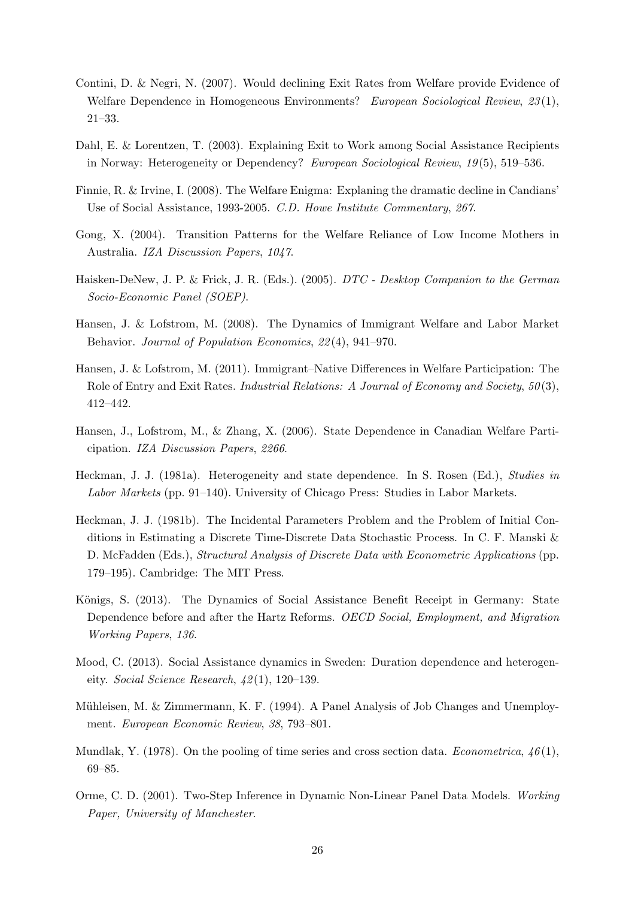Contini, D. & Negri, N. (2007). Would declining Exit Rates from Welfare provide Evidence of Welfare Dependence in Homogeneous Environments? *European Sociological Review*, *23*(1), 21–33.

Dahl, E. & Lorentzen, T. (2003). Explaining Exit to Work among Social Assistance Recipients in Norway: Heterogeneity or Dependency? *European Sociological Review*, *19*(5), 519–536.

Finnie, R. & Irvine, I. (2008). The Welfare Enigma: Explaning the dramatic decline in Candians' Use of Social Assistance, 1993-2005. *C.D. Howe Institute Commentary*, *267*.

Gong, X. (2004). Transition Patterns for the Welfare Reliance of Low Income Mothers in Australia. *IZA Discussion Papers*, *1047*.

Haisken-DeNew, J. P. & Frick, J. R. (Eds.). (2005). *DTC - Desktop Companion to the German Socio-Economic Panel (SOEP)*.

Hansen, J. & Lofstrom, M. (2008). The Dynamics of Immigrant Welfare and Labor Market Behavior. *Journal of Population Economics*, *22*(4), 941–970.

Hansen, J. & Lofstrom, M. (2011). Immigrant–Native Differences in Welfare Participation: The Role of Entry and Exit Rates. *Industrial Relations: A Journal of Economy and Society*, *50*(3), 412–442.

Hansen, J., Lofstrom, M., & Zhang, X. (2006). State Dependence in Canadian Welfare Participation. *IZA Discussion Papers*, *2266*.

Heckman, J. J. (1981a). Heterogeneity and state dependence. In S. Rosen (Ed.), *Studies in Labor Markets* (pp. 91–140). University of Chicago Press: Studies in Labor Markets.

Heckman, J. J. (1981b). The Incidental Parameters Problem and the Problem of Initial Conditions in Estimating a Discrete Time-Discrete Data Stochastic Process. In C. F. Manski & D. McFadden (Eds.), *Structural Analysis of Discrete Data with Econometric Applications* (pp. 179–195). Cambridge: The MIT Press.

Königs, S. (2013). The Dynamics of Social Assistance Benefit Receipt in Germany: State Dependence before and after the Hartz Reforms. *OECD Social, Employment, and Migration Working Papers*, *136*.

Mood, C. (2013). Social Assistance dynamics in Sweden: Duration dependence and heterogeneity. *Social Science Research*, *42*(1), 120–139.

Mühleisen, M. & Zimmermann, K. F. (1994). A Panel Analysis of Job Changes and Unemployment. *European Economic Review*, *38*, 793–801.

Mundlak, Y. (1978). On the pooling of time series and cross section data. *Econometrica*, *46*(1), 69–85.

Orme, C. D. (2001). Two-Step Inference in Dynamic Non-Linear Panel Data Models. *Working Paper, University of Manchester*.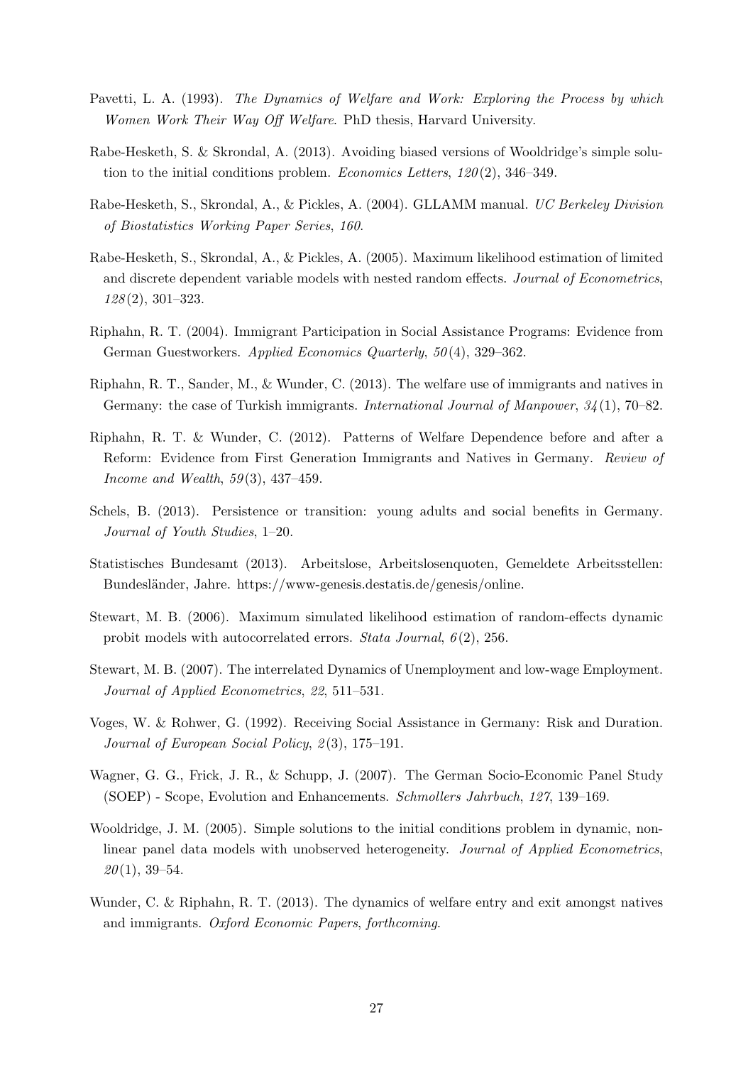Pavetti, L. A. (1993). *The Dynamics of Welfare and Work: Exploring the Process by which Women Work Their Way Off Welfare*. PhD thesis, Harvard University.

Rabe-Hesketh, S. & Skrondal, A. (2013). Avoiding biased versions of Wooldridge's simple solution to the initial conditions problem. *Economics Letters*, *120*(2), 346–349.

Rabe-Hesketh, S., Skrondal, A., & Pickles, A. (2004). GLLAMM manual. *UC Berkeley Division of Biostatistics Working Paper Series*, *160*.

Rabe-Hesketh, S., Skrondal, A., & Pickles, A. (2005). Maximum likelihood estimation of limited and discrete dependent variable models with nested random effects. *Journal of Econometrics*, *128*(2), 301–323.

Riphahn, R. T. (2004). Immigrant Participation in Social Assistance Programs: Evidence from German Guestworkers. *Applied Economics Quarterly*, *50*(4), 329–362.

Riphahn, R. T., Sander, M., & Wunder, C. (2013). The welfare use of immigrants and natives in Germany: the case of Turkish immigrants. *International Journal of Manpower*, *34*(1), 70–82.

Riphahn, R. T. & Wunder, C. (2012). Patterns of Welfare Dependence before and after a Reform: Evidence from First Generation Immigrants and Natives in Germany. *Review of Income and Wealth*, *59*(3), 437–459.

Schels, B. (2013). Persistence or transition: young adults and social benefits in Germany. *Journal of Youth Studies*, 1–20.

Statistisches Bundesamt (2013). Arbeitslose, Arbeitslosenquoten, Gemeldete Arbeitsstellen: Bundesländer, Jahre. https://www-genesis.destatis.de/genesis/online.

Stewart, M. B. (2006). Maximum simulated likelihood estimation of random-effects dynamic probit models with autocorrelated errors. *Stata Journal*, *6*(2), 256.

Stewart, M. B. (2007). The interrelated Dynamics of Unemployment and low-wage Employment. *Journal of Applied Econometrics*, *22*, 511–531.

Voges, W. & Rohwer, G. (1992). Receiving Social Assistance in Germany: Risk and Duration. *Journal of European Social Policy*, *2*(3), 175–191.

Wagner, G. G., Frick, J. R., & Schupp, J. (2007). The German Socio-Economic Panel Study (SOEP) - Scope, Evolution and Enhancements. *Schmollers Jahrbuch*, *127*, 139–169.

Wooldridge, J. M. (2005). Simple solutions to the initial conditions problem in dynamic, nonlinear panel data models with unobserved heterogeneity. *Journal of Applied Econometrics*, *20*(1), 39–54.

Wunder, C. & Riphahn, R. T. (2013). The dynamics of welfare entry and exit amongst natives and immigrants. *Oxford Economic Papers*, *forthcoming*.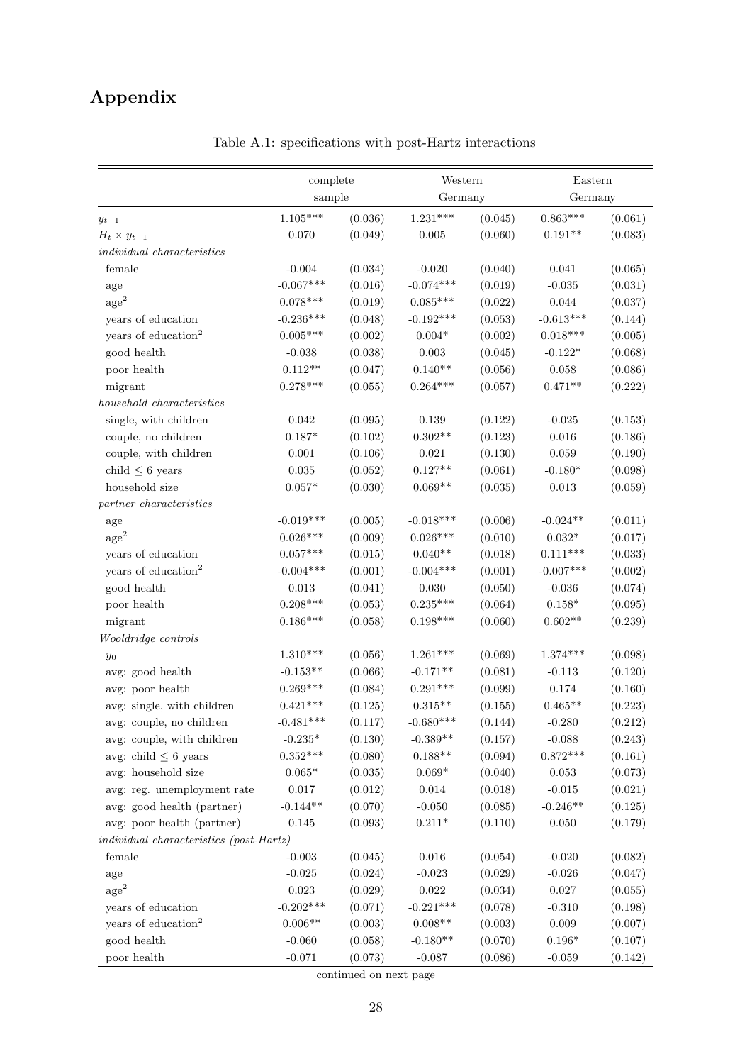# Appendix

Table A.1: specifications with post-Hartz interactions

| | complete sample | | Western Germany | | Eastern Germany | |
|---|---|---|---|---|---|---|
| $y_{t-1}$ | 1.105*** | (0.036) | 1.231*** | (0.045) | 0.863*** | (0.061) |
| $H_t \times y_{t-1}$ | 0.070 | (0.049) | 0.005 | (0.060) | 0.191** | (0.083) |
| *individual characteristics* | | | | | | |
| female | -0.004 | (0.034) | -0.020 | (0.040) | 0.041 | (0.065) |
| age | -0.067*** | (0.016) | -0.074*** | (0.019) | -0.035 | (0.031) |
| age$^2$ | 0.078*** | (0.019) | 0.085*** | (0.022) | 0.044 | (0.037) |
| years of education | -0.236*** | (0.048) | -0.192*** | (0.053) | -0.613*** | (0.144) |
| years of education$^2$ | 0.005*** | (0.002) | 0.004* | (0.002) | 0.018*** | (0.005) |
| good health | -0.038 | (0.038) | 0.003 | (0.045) | -0.122* | (0.068) |
| poor health | 0.112** | (0.047) | 0.140** | (0.056) | 0.058 | (0.086) |
| migrant | 0.278*** | (0.055) | 0.264*** | (0.057) | 0.471** | (0.222) |
| *household characteristics* | | | | | | |
| single, with children | 0.042 | (0.095) | 0.139 | (0.122) | -0.025 | (0.153) |
| couple, no children | 0.187* | (0.102) | 0.302** | (0.123) | 0.016 | (0.186) |
| couple, with children | 0.001 | (0.106) | 0.021 | (0.130) | 0.059 | (0.190) |
| child $\leq$ 6 years | 0.035 | (0.052) | 0.127** | (0.061) | -0.180* | (0.098) |
| household size | 0.057* | (0.030) | 0.069** | (0.035) | 0.013 | (0.059) |
| *partner characteristics* | | | | | | |
| age | -0.019*** | (0.005) | -0.018*** | (0.006) | -0.024** | (0.011) |
| age$^2$ | 0.026*** | (0.009) | 0.026*** | (0.010) | 0.032* | (0.017) |
| years of education | 0.057*** | (0.015) | 0.040** | (0.018) | 0.111*** | (0.033) |
| years of education$^2$ | -0.004*** | (0.001) | -0.004*** | (0.001) | -0.007*** | (0.002) |
| good health | 0.013 | (0.041) | 0.030 | (0.050) | -0.036 | (0.074) |
| poor health | 0.208*** | (0.053) | 0.235*** | (0.064) | 0.158* | (0.095) |
| migrant | 0.186*** | (0.058) | 0.198*** | (0.060) | 0.602** | (0.239) |
| *Wooldridge controls* | | | | | | |
| $y_0$ | 1.310*** | (0.056) | 1.261*** | (0.069) | 1.374*** | (0.098) |
| avg: good health | -0.153** | (0.066) | -0.171** | (0.081) | -0.113 | (0.120) |
| avg: poor health | 0.269*** | (0.084) | 0.291*** | (0.099) | 0.174 | (0.160) |
| avg: single, with children | 0.421*** | (0.125) | 0.315** | (0.155) | 0.465** | (0.223) |
| avg: couple, no children | -0.481*** | (0.117) | -0.680*** | (0.144) | -0.280 | (0.212) |
| avg: couple, with children | -0.235* | (0.130) | -0.389** | (0.157) | -0.088 | (0.243) |
| avg: child $\leq$ 6 years | 0.352*** | (0.080) | 0.188** | (0.094) | 0.872*** | (0.161) |
| avg: household size | 0.065* | (0.035) | 0.069* | (0.040) | 0.053 | (0.073) |
| avg: reg. unemployment rate | 0.017 | (0.012) | 0.014 | (0.018) | -0.015 | (0.021) |
| avg: good health (partner) | -0.144** | (0.070) | -0.050 | (0.085) | -0.246** | (0.125) |
| avg: poor health (partner) | 0.145 | (0.093) | 0.211* | (0.110) | 0.050 | (0.179) |
| *individual characteristics (post-Hartz)* | | | | | | |
| female | -0.003 | (0.045) | 0.016 | (0.054) | -0.020 | (0.082) |
| age | -0.025 | (0.024) | -0.023 | (0.029) | -0.026 | (0.047) |
| age$^2$ | 0.023 | (0.029) | 0.022 | (0.034) | 0.027 | (0.055) |
| years of education | -0.202*** | (0.071) | -0.221*** | (0.078) | -0.310 | (0.198) |
| years of education$^2$ | 0.006** | (0.003) | 0.008** | (0.003) | 0.009 | (0.007) |
| good health | -0.060 | (0.058) | -0.180** | (0.070) | 0.196* | (0.107) |
| poor health | -0.071 | (0.073) | -0.087 | (0.086) | -0.059 | (0.142) |

– continued on next page –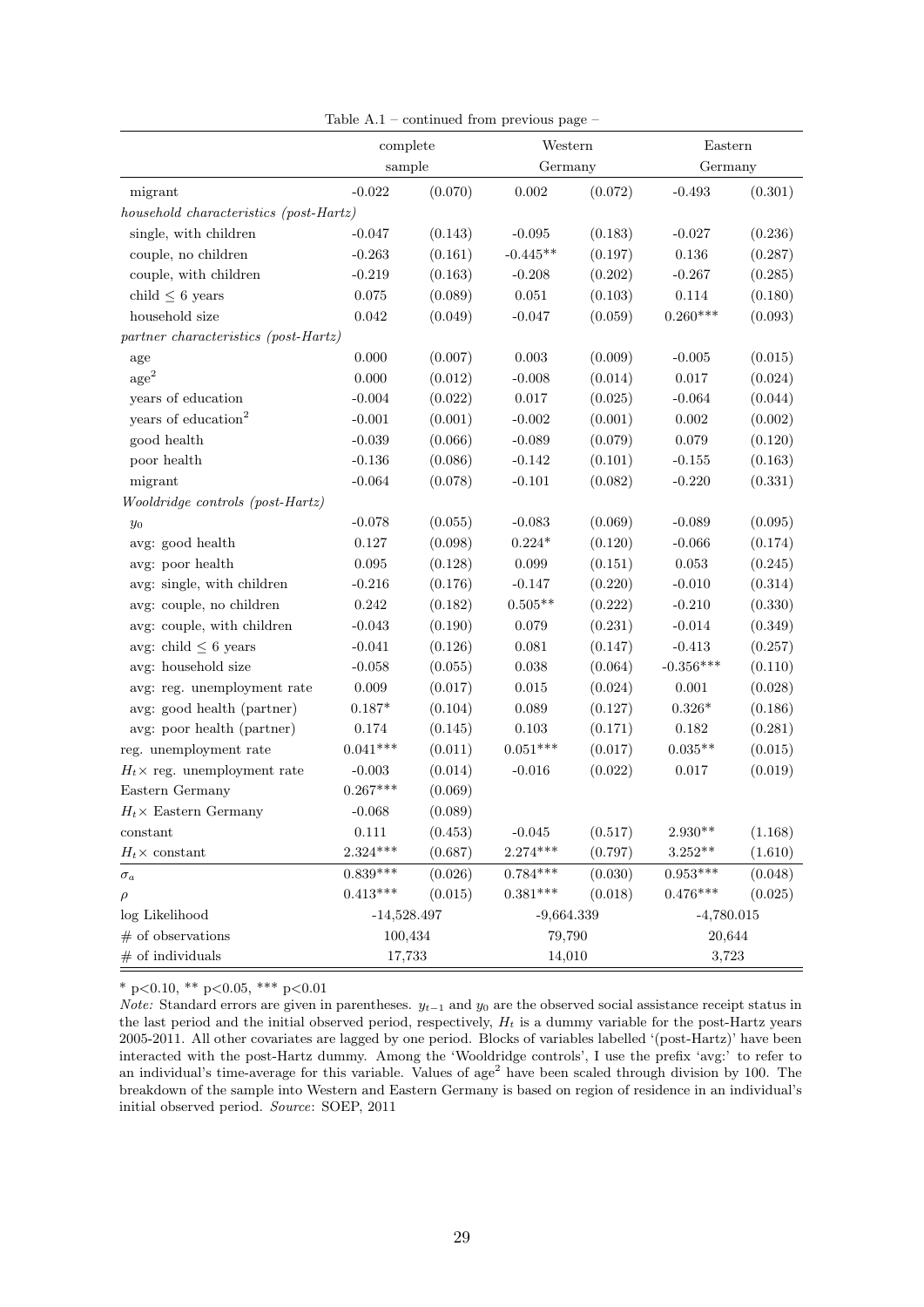Table A.1 – continued from previous page –

| | complete sample | | Western Germany | | Eastern Germany | |
|---|---|---|---|---|---|---|
| migrant | -0.022 | (0.070) | 0.002 | (0.072) | -0.493 | (0.301) |
| *household characteristics (post-Hartz)* | | | | | | |
| single, with children | -0.047 | (0.143) | -0.095 | (0.183) | -0.027 | (0.236) |
| couple, no children | -0.263 | (0.161) | -0.445** | (0.197) | 0.136 | (0.287) |
| couple, with children | -0.219 | (0.163) | -0.208 | (0.202) | -0.267 | (0.285) |
| child $\leq$ 6 years | 0.075 | (0.089) | 0.051 | (0.103) | 0.114 | (0.180) |
| household size | 0.042 | (0.049) | -0.047 | (0.059) | 0.260*** | (0.093) |
| *partner characteristics (post-Hartz)* | | | | | | |
| age | 0.000 | (0.007) | 0.003 | (0.009) | -0.005 | (0.015) |
| age$^2$ | 0.000 | (0.012) | -0.008 | (0.014) | 0.017 | (0.024) |
| years of education | -0.004 | (0.022) | 0.017 | (0.025) | -0.064 | (0.044) |
| years of education$^2$ | -0.001 | (0.001) | -0.002 | (0.001) | 0.002 | (0.002) |
| good health | -0.039 | (0.066) | -0.089 | (0.079) | 0.079 | (0.120) |
| poor health | -0.136 | (0.086) | -0.142 | (0.101) | -0.155 | (0.163) |
| migrant | -0.064 | (0.078) | -0.101 | (0.082) | -0.220 | (0.331) |
| *Wooldridge controls (post-Hartz)* | | | | | | |
| $y_0$ | -0.078 | (0.055) | -0.083 | (0.069) | -0.089 | (0.095) |
| avg: good health | 0.127 | (0.098) | 0.224* | (0.120) | -0.066 | (0.174) |
| avg: poor health | 0.095 | (0.128) | 0.099 | (0.151) | 0.053 | (0.245) |
| avg: single, with children | -0.216 | (0.176) | -0.147 | (0.220) | -0.010 | (0.314) |
| avg: couple, no children | 0.242 | (0.182) | 0.505** | (0.222) | -0.210 | (0.330) |
| avg: couple, with children | -0.043 | (0.190) | 0.079 | (0.231) | -0.014 | (0.349) |
| avg: child $\leq$ 6 years | -0.041 | (0.126) | 0.081 | (0.147) | -0.413 | (0.257) |
| avg: household size | -0.058 | (0.055) | 0.038 | (0.064) | -0.356*** | (0.110) |
| avg: reg. unemployment rate | 0.009 | (0.017) | 0.015 | (0.024) | 0.001 | (0.028) |
| avg: good health (partner) | 0.187* | (0.104) | 0.089 | (0.127) | 0.326* | (0.186) |
| avg: poor health (partner) | 0.174 | (0.145) | 0.103 | (0.171) | 0.182 | (0.281) |
| reg. unemployment rate | 0.041*** | (0.011) | 0.051*** | (0.017) | 0.035** | (0.015) |
| $H_t \times$ reg. unemployment rate | -0.003 | (0.014) | -0.016 | (0.022) | 0.017 | (0.019) |
| Eastern Germany | 0.267*** | (0.069) | | | | |
| $H_t \times$ Eastern Germany | -0.068 | (0.089) | | | | |
| constant | 0.111 | (0.453) | -0.045 | (0.517) | 2.930** | (1.168) |
| $H_t \times$ constant | 2.324*** | (0.687) | 2.274*** | (0.797) | 3.252** | (1.610) |
| $\sigma_a$ | 0.839*** | (0.026) | 0.784*** | (0.030) | 0.953*** | (0.048) |
| $\rho$ | 0.413*** | (0.015) | 0.381*** | (0.018) | 0.476*** | (0.025) |
| log Likelihood | -14,528.497 | | -9,664.339 | | -4,780.015 | |
| # of observations | 100,434 | | 79,790 | | 20,644 | |
| # of individuals | 17,733 | | 14,010 | | 3,723 | |

* p<0.10, ** p<0.05, *** p<0.01

*Note:* Standard errors are given in parentheses. $y_{t-1}$ and $y_0$ are the observed social assistance receipt status in the last period and the initial observed period, respectively, $H_t$ is a dummy variable for the post-Hartz years 2005-2011. All other covariates are lagged by one period. Blocks of variables labelled '(post-Hartz)' have been interacted with the post-Hartz dummy. Among the 'Wooldridge controls', I use the prefix 'avg:' to refer to an individual's time-average for this variable. Values of age$^2$ have been scaled through division by 100. The breakdown of the sample into Western and Eastern Germany is based on region of residence in an individual's initial observed period. *Source*: SOEP, 2011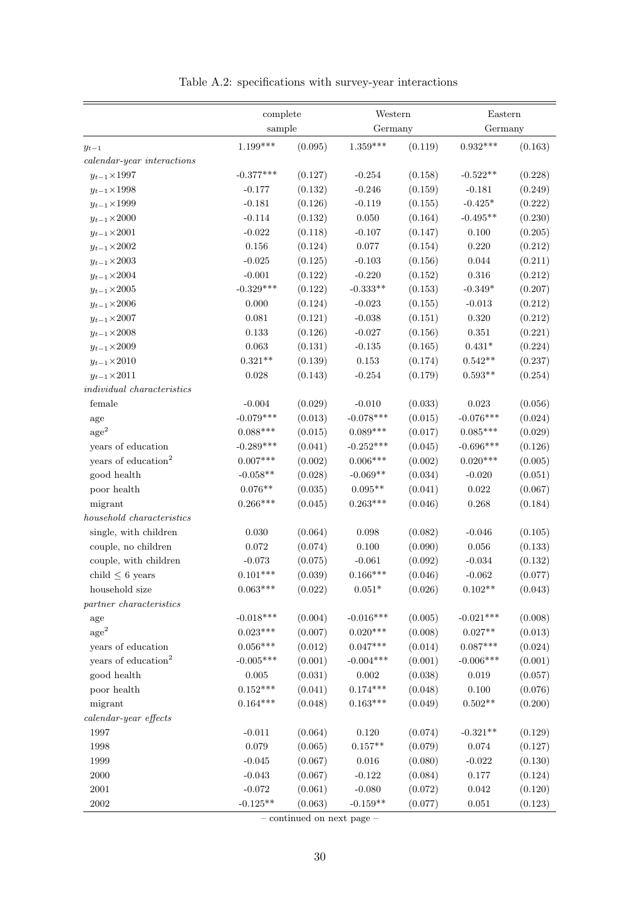Table A.2: specifications with survey-year interactions

| | complete sample | | Western Germany | | Eastern Germany | |
|---|---|---|---|---|---|---|
| $y_{t-1}$ | 1.199*** | (0.095) | 1.359*** | (0.119) | 0.932*** | (0.163) |
| *calendar-year interactions* | | | | | | |
| $y_{t-1}\times$1997 | -0.377*** | (0.127) | -0.254 | (0.158) | -0.522** | (0.228) |
| $y_{t-1}\times$1998 | -0.177 | (0.132) | -0.246 | (0.159) | -0.181 | (0.249) |
| $y_{t-1}\times$1999 | -0.181 | (0.126) | -0.119 | (0.155) | -0.425* | (0.222) |
| $y_{t-1}\times$2000 | -0.114 | (0.132) | 0.050 | (0.164) | -0.495** | (0.230) |
| $y_{t-1}\times$2001 | -0.022 | (0.118) | -0.107 | (0.147) | 0.100 | (0.205) |
| $y_{t-1}\times$2002 | 0.156 | (0.124) | 0.077 | (0.154) | 0.220 | (0.212) |
| $y_{t-1}\times$2003 | -0.025 | (0.125) | -0.103 | (0.156) | 0.044 | (0.211) |
| $y_{t-1}\times$2004 | -0.001 | (0.122) | -0.220 | (0.152) | 0.316 | (0.212) |
| $y_{t-1}\times$2005 | -0.329*** | (0.122) | -0.333** | (0.153) | -0.349* | (0.207) |
| $y_{t-1}\times$2006 | 0.000 | (0.124) | -0.023 | (0.155) | -0.013 | (0.212) |
| $y_{t-1}\times$2007 | 0.081 | (0.121) | -0.038 | (0.151) | 0.320 | (0.212) |
| $y_{t-1}\times$2008 | 0.133 | (0.126) | -0.027 | (0.156) | 0.351 | (0.221) |
| $y_{t-1}\times$2009 | 0.063 | (0.131) | -0.135 | (0.165) | 0.431* | (0.224) |
| $y_{t-1}\times$2010 | 0.321** | (0.139) | 0.153 | (0.174) | 0.542** | (0.237) |
| $y_{t-1}\times$2011 | 0.028 | (0.143) | -0.254 | (0.179) | 0.593** | (0.254) |
| *individual characteristics* | | | | | | |
| female | -0.004 | (0.029) | -0.010 | (0.033) | 0.023 | (0.056) |
| age | -0.079*** | (0.013) | -0.078*** | (0.015) | -0.076*** | (0.024) |
| age$^2$ | 0.088*** | (0.015) | 0.089*** | (0.017) | 0.085*** | (0.029) |
| years of education | -0.289*** | (0.041) | -0.252*** | (0.045) | -0.696*** | (0.126) |
| years of education$^2$ | 0.007*** | (0.002) | 0.006*** | (0.002) | 0.020*** | (0.005) |
| good health | -0.058** | (0.028) | -0.069** | (0.034) | -0.020 | (0.051) |
| poor health | 0.076** | (0.035) | 0.095** | (0.041) | 0.022 | (0.067) |
| migrant | 0.266*** | (0.045) | 0.263*** | (0.046) | 0.268 | (0.184) |
| *household characteristics* | | | | | | |
| single, with children | 0.030 | (0.064) | 0.098 | (0.082) | -0.046 | (0.105) |
| couple, no children | 0.072 | (0.074) | 0.100 | (0.090) | 0.056 | (0.133) |
| couple, with children | -0.073 | (0.075) | -0.061 | (0.092) | -0.034 | (0.132) |
| child $\leq$ 6 years | 0.101*** | (0.039) | 0.166*** | (0.046) | -0.062 | (0.077) |
| household size | 0.063*** | (0.022) | 0.051* | (0.026) | 0.102** | (0.043) |
| *partner characteristics* | | | | | | |
| age | -0.018*** | (0.004) | -0.016*** | (0.005) | -0.021*** | (0.008) |
| age$^2$ | 0.023*** | (0.007) | 0.020*** | (0.008) | 0.027** | (0.013) |
| years of education | 0.056*** | (0.012) | 0.047*** | (0.014) | 0.087*** | (0.024) |
| years of education$^2$ | -0.005*** | (0.001) | -0.004*** | (0.001) | -0.006*** | (0.001) |
| good health | 0.005 | (0.031) | 0.002 | (0.038) | 0.019 | (0.057) |
| poor health | 0.152*** | (0.041) | 0.174*** | (0.048) | 0.100 | (0.076) |
| migrant | 0.164*** | (0.048) | 0.163*** | (0.049) | 0.502** | (0.200) |
| *calendar-year effects* | | | | | | |
| 1997 | -0.011 | (0.064) | 0.120 | (0.074) | -0.321** | (0.129) |
| 1998 | 0.079 | (0.065) | 0.157** | (0.079) | 0.074 | (0.127) |
| 1999 | -0.045 | (0.067) | 0.016 | (0.080) | -0.022 | (0.130) |
| 2000 | -0.043 | (0.067) | -0.122 | (0.084) | 0.177 | (0.124) |
| 2001 | -0.072 | (0.061) | -0.080 | (0.072) | 0.042 | (0.120) |
| 2002 | -0.125** | (0.063) | -0.159** | (0.077) | 0.051 | (0.123) |

– continued on next page –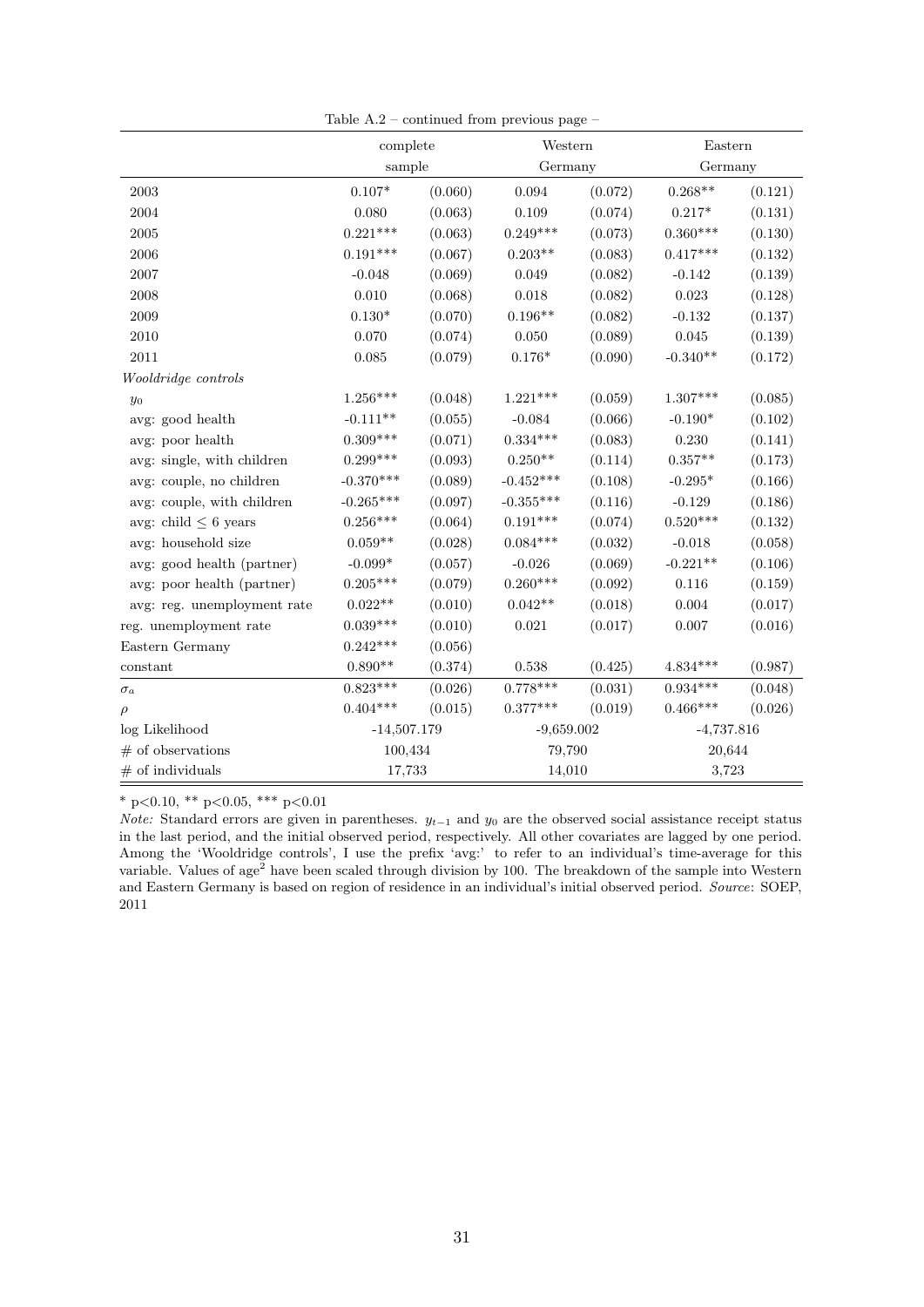Table A.2 – continued from previous page –

| | complete sample | | Western Germany | | Eastern Germany | |
|---|---|---|---|---|---|---|
| 2003 | 0.107* | (0.060) | 0.094 | (0.072) | 0.268** | (0.121) |
| 2004 | 0.080 | (0.063) | 0.109 | (0.074) | 0.217* | (0.131) |
| 2005 | 0.221*** | (0.063) | 0.249*** | (0.073) | 0.360*** | (0.130) |
| 2006 | 0.191*** | (0.067) | 0.203** | (0.083) | 0.417*** | (0.132) |
| 2007 | -0.048 | (0.069) | 0.049 | (0.082) | -0.142 | (0.139) |
| 2008 | 0.010 | (0.068) | 0.018 | (0.082) | 0.023 | (0.128) |
| 2009 | 0.130* | (0.070) | 0.196** | (0.082) | -0.132 | (0.137) |
| 2010 | 0.070 | (0.074) | 0.050 | (0.089) | 0.045 | (0.139) |
| 2011 | 0.085 | (0.079) | 0.176* | (0.090) | -0.340** | (0.172) |
| *Wooldridge controls* | | | | | | |
| $y_0$ | 1.256*** | (0.048) | 1.221*** | (0.059) | 1.307*** | (0.085) |
| avg: good health | -0.111** | (0.055) | -0.084 | (0.066) | -0.190* | (0.102) |
| avg: poor health | 0.309*** | (0.071) | 0.334*** | (0.083) | 0.230 | (0.141) |
| avg: single, with children | 0.299*** | (0.093) | 0.250** | (0.114) | 0.357** | (0.173) |
| avg: couple, no children | -0.370*** | (0.089) | -0.452*** | (0.108) | -0.295* | (0.166) |
| avg: couple, with children | -0.265*** | (0.097) | -0.355*** | (0.116) | -0.129 | (0.186) |
| avg: child $\leq$ 6 years | 0.256*** | (0.064) | 0.191*** | (0.074) | 0.520*** | (0.132) |
| avg: household size | 0.059** | (0.028) | 0.084*** | (0.032) | -0.018 | (0.058) |
| avg: good health (partner) | -0.099* | (0.057) | -0.026 | (0.069) | -0.221** | (0.106) |
| avg: poor health (partner) | 0.205*** | (0.079) | 0.260*** | (0.092) | 0.116 | (0.159) |
| avg: reg. unemployment rate | 0.022** | (0.010) | 0.042** | (0.018) | 0.004 | (0.017) |
| reg. unemployment rate | 0.039*** | (0.010) | 0.021 | (0.017) | 0.007 | (0.016) |
| Eastern Germany | 0.242*** | (0.056) | | | | |
| constant | 0.890** | (0.374) | 0.538 | (0.425) | 4.834*** | (0.987) |
| $\sigma_a$ | 0.823*** | (0.026) | 0.778*** | (0.031) | 0.934*** | (0.048) |
| $\rho$ | 0.404*** | (0.015) | 0.377*** | (0.019) | 0.466*** | (0.026) |
| log Likelihood | -14,507.179 | | -9,659.002 | | -4,737.816 | |
| # of observations | 100,434 | | 79,790 | | 20,644 | |
| # of individuals | 17,733 | | 14,010 | | 3,723 | |

\* p<0.10, ** p<0.05, *** p<0.01

*Note:* Standard errors are given in parentheses. $y_{t-1}$ and $y_0$ are the observed social assistance receipt status in the last period, and the initial observed period, respectively. All other covariates are lagged by one period. Among the 'Wooldridge controls', I use the prefix 'avg:' to refer to an individual's time-average for this variable. Values of age$^2$ have been scaled through division by 100. The breakdown of the sample into Western and Eastern Germany is based on region of residence in an individual's initial observed period. *Source*: SOEP, 2011